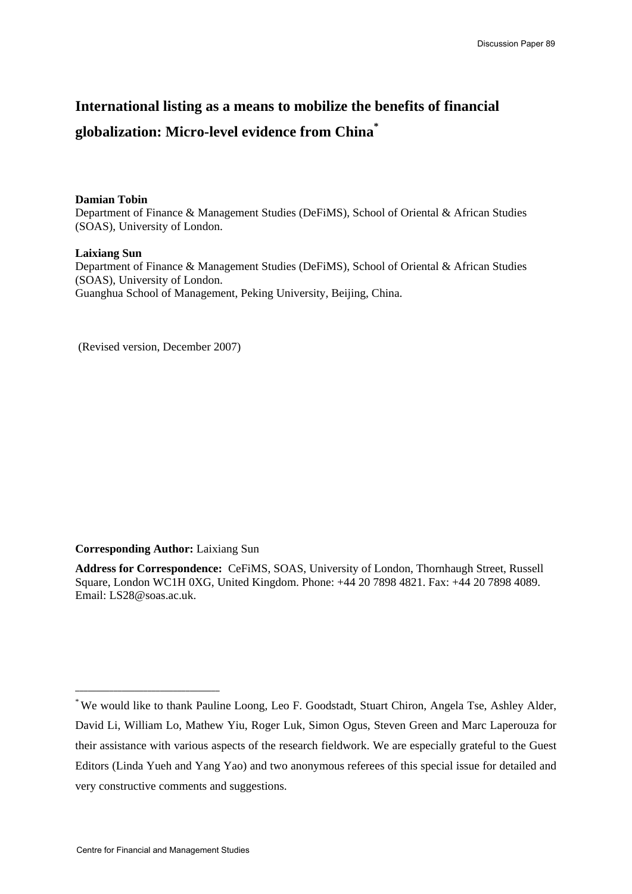# International listing as a means to mobilize the benefits of financial globalization: Micro-level evidence from China[*]

**Damian Tobin**
Department of Finance & Management Studies (DeFiMS), School of Oriental & African Studies (SOAS), University of London.

**Laixiang Sun**
Department of Finance & Management Studies (DeFiMS), School of Oriental & African Studies (SOAS), University of London.
Guanghua School of Management, Peking University, Beijing, China.

(Revised version, December 2007)

**Corresponding Author:** Laixiang Sun

**Address for Correspondence:** CeFiMS, SOAS, University of London, Thornhaugh Street, Russell Square, London WC1H 0XG, United Kingdom. Phone: +44 20 7898 4821. Fax: +44 20 7898 4089. Email: LS28@soas.ac.uk.

---

[*] We would like to thank Pauline Loong, Leo F. Goodstadt, Stuart Chiron, Angela Tse, Ashley Alder, David Li, William Lo, Mathew Yiu, Roger Luk, Simon Ogus, Steven Green and Marc Laperouza for their assistance with various aspects of the research fieldwork. We are especially grateful to the Guest Editors (Linda Yueh and Yang Yao) and two anonymous referees of this special issue for detailed and very constructive comments and suggestions.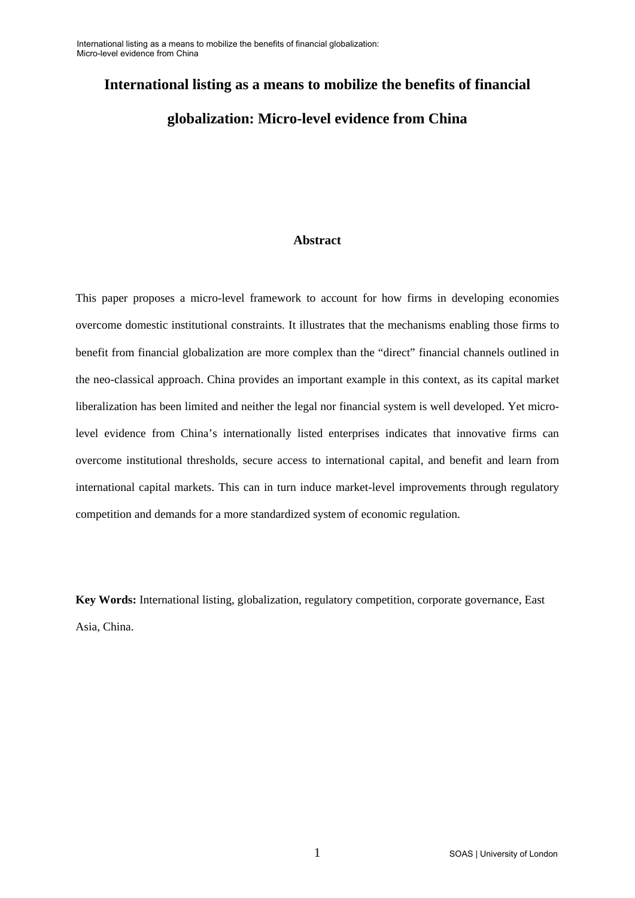# International listing as a means to mobilize the benefits of financial globalization: Micro-level evidence from China

## Abstract

This paper proposes a micro-level framework to account for how firms in developing economies overcome domestic institutional constraints. It illustrates that the mechanisms enabling those firms to benefit from financial globalization are more complex than the "direct" financial channels outlined in the neo-classical approach. China provides an important example in this context, as its capital market liberalization has been limited and neither the legal nor financial system is well developed. Yet micro-level evidence from China's internationally listed enterprises indicates that innovative firms can overcome institutional thresholds, secure access to international capital, and benefit and learn from international capital markets. This can in turn induce market-level improvements through regulatory competition and demands for a more standardized system of economic regulation.

**Key Words:** International listing, globalization, regulatory competition, corporate governance, East Asia, China.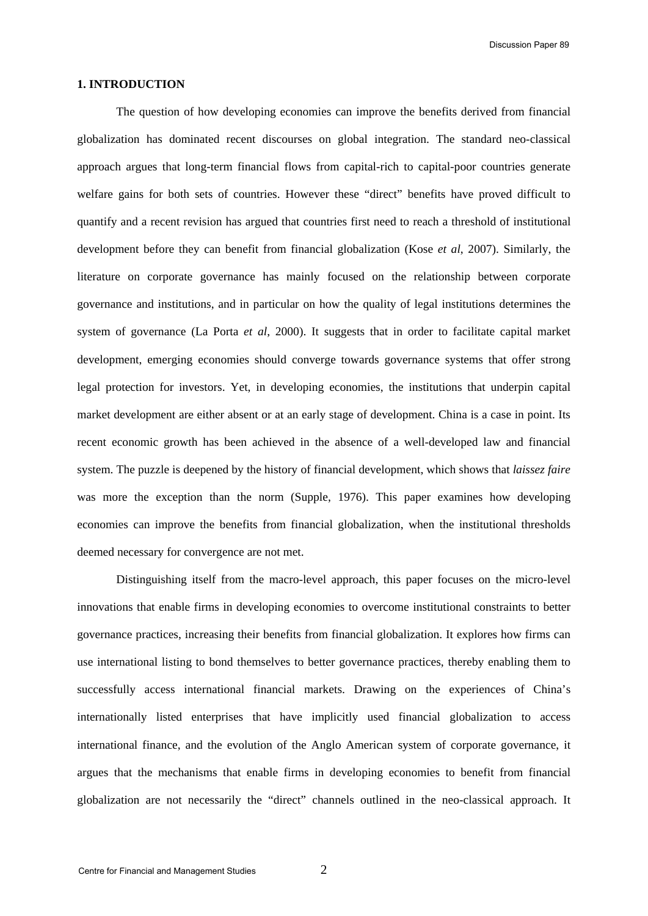## 1. INTRODUCTION

The question of how developing economies can improve the benefits derived from financial globalization has dominated recent discourses on global integration. The standard neo-classical approach argues that long-term financial flows from capital-rich to capital-poor countries generate welfare gains for both sets of countries. However these "direct" benefits have proved difficult to quantify and a recent revision has argued that countries first need to reach a threshold of institutional development before they can benefit from financial globalization (Kose *et al*, 2007). Similarly, the literature on corporate governance has mainly focused on the relationship between corporate governance and institutions, and in particular on how the quality of legal institutions determines the system of governance (La Porta *et al*, 2000). It suggests that in order to facilitate capital market development, emerging economies should converge towards governance systems that offer strong legal protection for investors. Yet, in developing economies, the institutions that underpin capital market development are either absent or at an early stage of development. China is a case in point. Its recent economic growth has been achieved in the absence of a well-developed law and financial system. The puzzle is deepened by the history of financial development, which shows that *laissez faire* was more the exception than the norm (Supple, 1976). This paper examines how developing economies can improve the benefits from financial globalization, when the institutional thresholds deemed necessary for convergence are not met.

Distinguishing itself from the macro-level approach, this paper focuses on the micro-level innovations that enable firms in developing economies to overcome institutional constraints to better governance practices, increasing their benefits from financial globalization. It explores how firms can use international listing to bond themselves to better governance practices, thereby enabling them to successfully access international financial markets. Drawing on the experiences of China's internationally listed enterprises that have implicitly used financial globalization to access international finance, and the evolution of the Anglo American system of corporate governance, it argues that the mechanisms that enable firms in developing economies to benefit from financial globalization are not necessarily the "direct" channels outlined in the neo-classical approach. It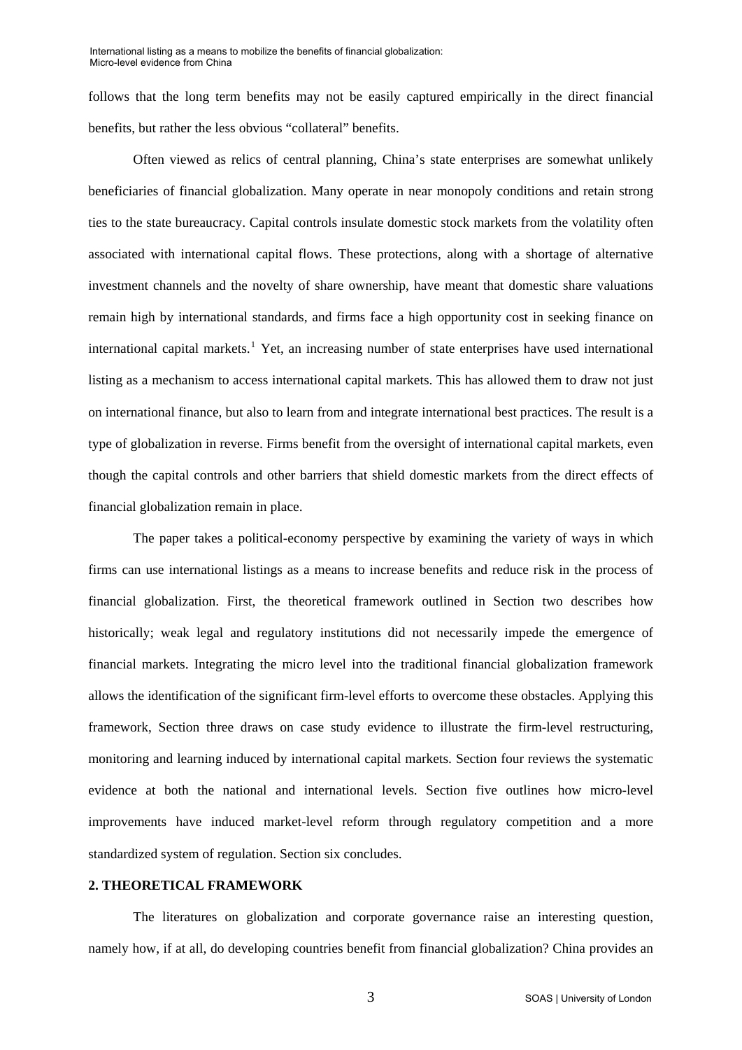follows that the long term benefits may not be easily captured empirically in the direct financial benefits, but rather the less obvious "collateral" benefits.

Often viewed as relics of central planning, China's state enterprises are somewhat unlikely beneficiaries of financial globalization. Many operate in near monopoly conditions and retain strong ties to the state bureaucracy. Capital controls insulate domestic stock markets from the volatility often associated with international capital flows. These protections, along with a shortage of alternative investment channels and the novelty of share ownership, have meant that domestic share valuations remain high by international standards, and firms face a high opportunity cost in seeking finance on international capital markets.[1] Yet, an increasing number of state enterprises have used international listing as a mechanism to access international capital markets. This has allowed them to draw not just on international finance, but also to learn from and integrate international best practices. The result is a type of globalization in reverse. Firms benefit from the oversight of international capital markets, even though the capital controls and other barriers that shield domestic markets from the direct effects of financial globalization remain in place.

The paper takes a political-economy perspective by examining the variety of ways in which firms can use international listings as a means to increase benefits and reduce risk in the process of financial globalization. First, the theoretical framework outlined in Section two describes how historically; weak legal and regulatory institutions did not necessarily impede the emergence of financial markets. Integrating the micro level into the traditional financial globalization framework allows the identification of the significant firm-level efforts to overcome these obstacles. Applying this framework, Section three draws on case study evidence to illustrate the firm-level restructuring, monitoring and learning induced by international capital markets. Section four reviews the systematic evidence at both the national and international levels. Section five outlines how micro-level improvements have induced market-level reform through regulatory competition and a more standardized system of regulation. Section six concludes.

## 2. THEORETICAL FRAMEWORK

The literatures on globalization and corporate governance raise an interesting question, namely how, if at all, do developing countries benefit from financial globalization? China provides an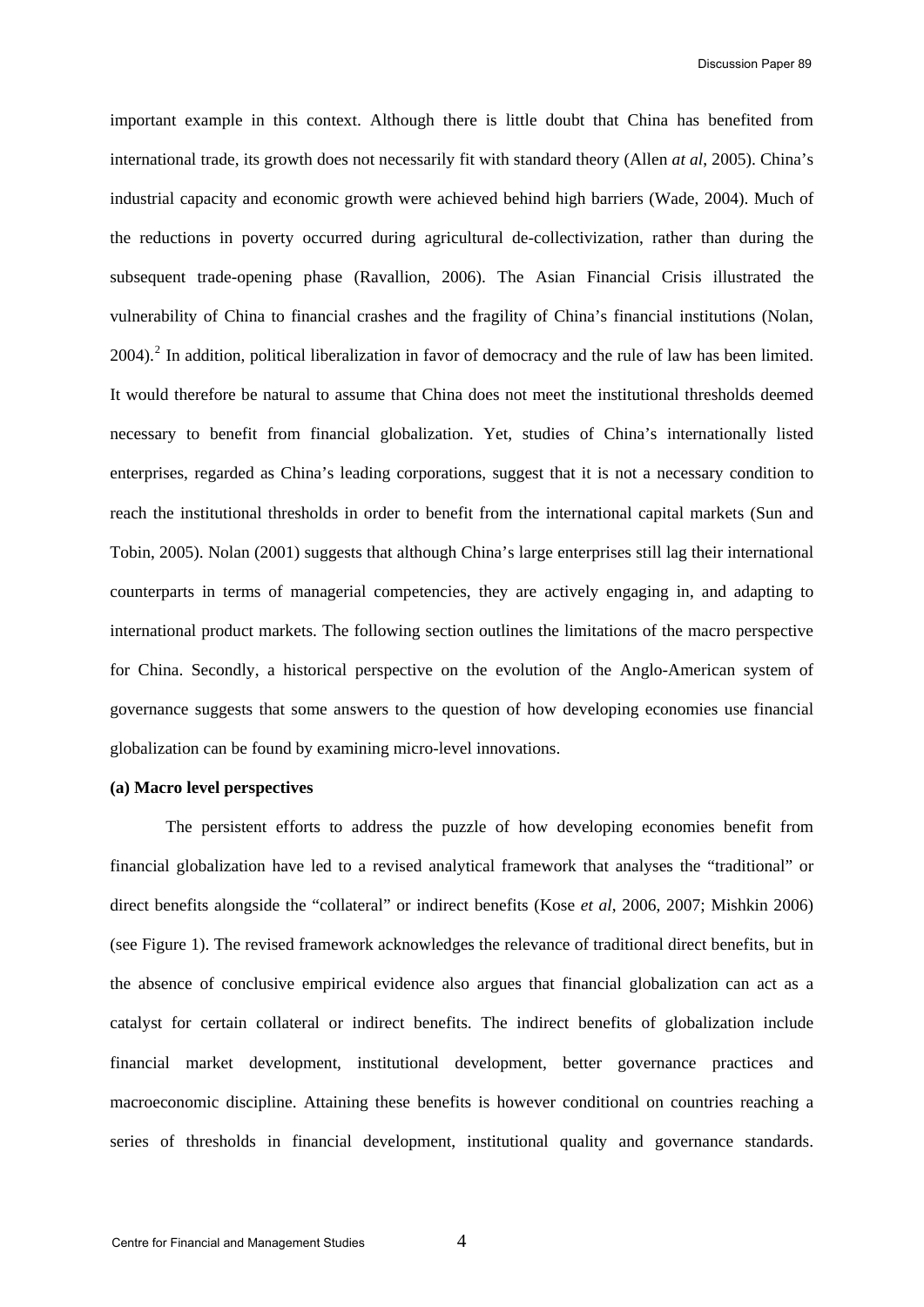important example in this context. Although there is little doubt that China has benefited from international trade, its growth does not necessarily fit with standard theory (Allen *at al*, 2005). China's industrial capacity and economic growth were achieved behind high barriers (Wade, 2004). Much of the reductions in poverty occurred during agricultural de-collectivization, rather than during the subsequent trade-opening phase (Ravallion, 2006). The Asian Financial Crisis illustrated the vulnerability of China to financial crashes and the fragility of China's financial institutions (Nolan, 2004).[2] In addition, political liberalization in favor of democracy and the rule of law has been limited. It would therefore be natural to assume that China does not meet the institutional thresholds deemed necessary to benefit from financial globalization. Yet, studies of China's internationally listed enterprises, regarded as China's leading corporations, suggest that it is not a necessary condition to reach the institutional thresholds in order to benefit from the international capital markets (Sun and Tobin, 2005). Nolan (2001) suggests that although China's large enterprises still lag their international counterparts in terms of managerial competencies, they are actively engaging in, and adapting to international product markets. The following section outlines the limitations of the macro perspective for China. Secondly, a historical perspective on the evolution of the Anglo-American system of governance suggests that some answers to the question of how developing economies use financial globalization can be found by examining micro-level innovations.

**(a) Macro level perspectives**

The persistent efforts to address the puzzle of how developing economies benefit from financial globalization have led to a revised analytical framework that analyses the "traditional" or direct benefits alongside the "collateral" or indirect benefits (Kose *et al*, 2006, 2007; Mishkin 2006) (see Figure 1). The revised framework acknowledges the relevance of traditional direct benefits, but in the absence of conclusive empirical evidence also argues that financial globalization can act as a catalyst for certain collateral or indirect benefits. The indirect benefits of globalization include financial market development, institutional development, better governance practices and macroeconomic discipline. Attaining these benefits is however conditional on countries reaching a series of thresholds in financial development, institutional quality and governance standards.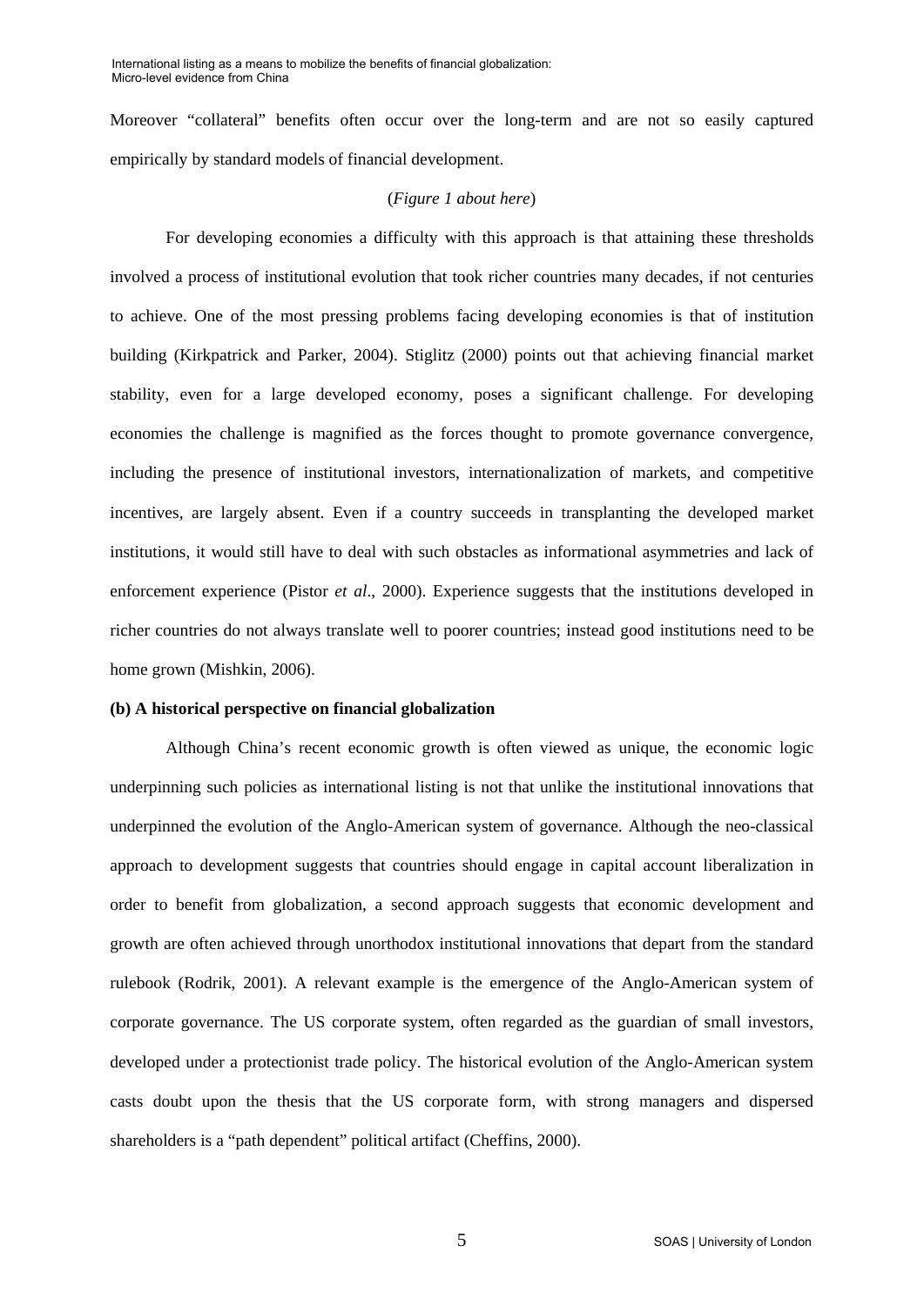Moreover "collateral" benefits often occur over the long-term and are not so easily captured empirically by standard models of financial development.

(*Figure 1 about here*)

For developing economies a difficulty with this approach is that attaining these thresholds involved a process of institutional evolution that took richer countries many decades, if not centuries to achieve. One of the most pressing problems facing developing economies is that of institution building (Kirkpatrick and Parker, 2004). Stiglitz (2000) points out that achieving financial market stability, even for a large developed economy, poses a significant challenge. For developing economies the challenge is magnified as the forces thought to promote governance convergence, including the presence of institutional investors, internationalization of markets, and competitive incentives, are largely absent. Even if a country succeeds in transplanting the developed market institutions, it would still have to deal with such obstacles as informational asymmetries and lack of enforcement experience (Pistor *et al*., 2000). Experience suggests that the institutions developed in richer countries do not always translate well to poorer countries; instead good institutions need to be home grown (Mishkin, 2006).

**(b) A historical perspective on financial globalization**

Although China's recent economic growth is often viewed as unique, the economic logic underpinning such policies as international listing is not that unlike the institutional innovations that underpinned the evolution of the Anglo-American system of governance. Although the neo-classical approach to development suggests that countries should engage in capital account liberalization in order to benefit from globalization, a second approach suggests that economic development and growth are often achieved through unorthodox institutional innovations that depart from the standard rulebook (Rodrik, 2001). A relevant example is the emergence of the Anglo-American system of corporate governance. The US corporate system, often regarded as the guardian of small investors, developed under a protectionist trade policy. The historical evolution of the Anglo-American system casts doubt upon the thesis that the US corporate form, with strong managers and dispersed shareholders is a "path dependent" political artifact (Cheffins, 2000).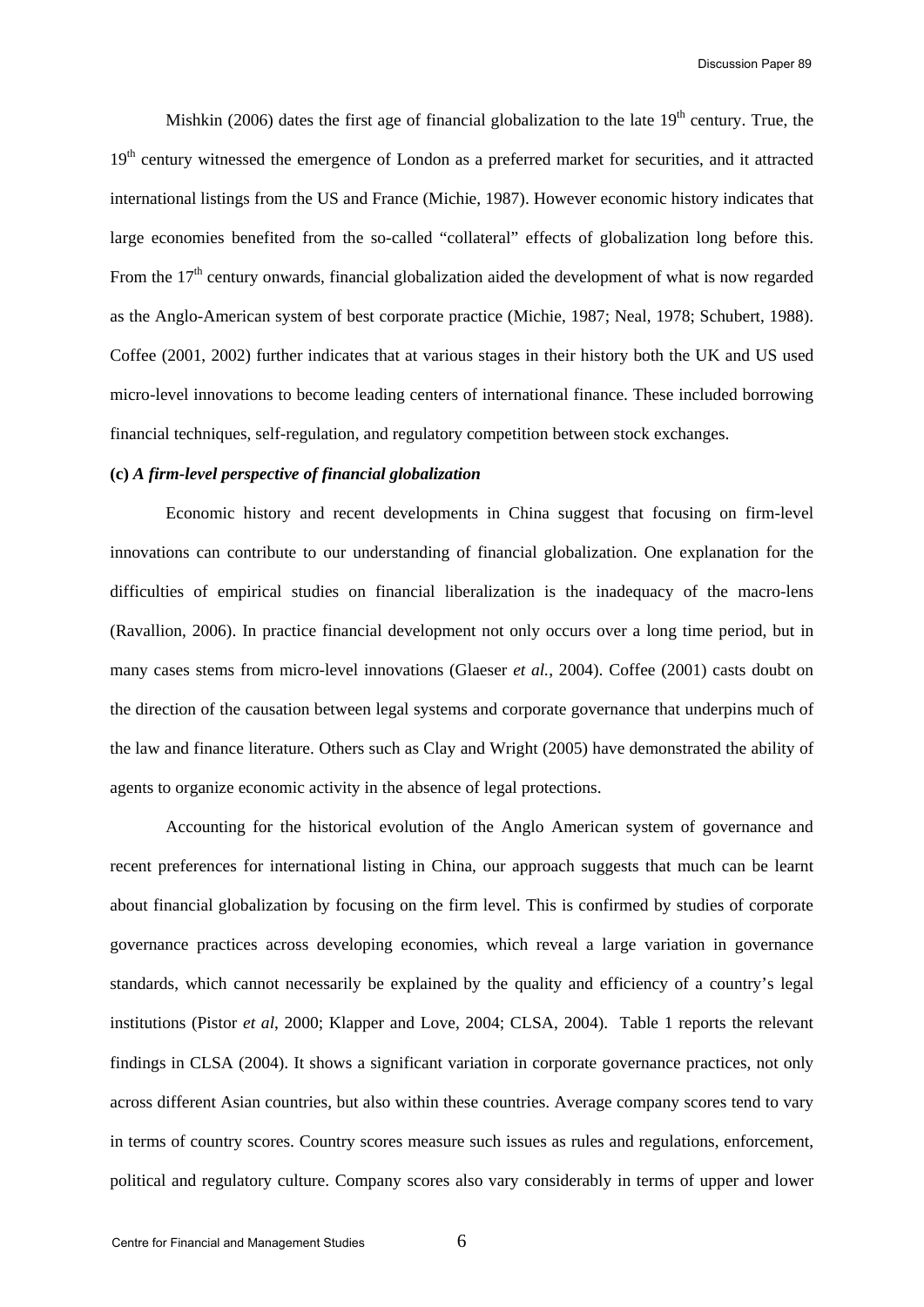Mishkin (2006) dates the first age of financial globalization to the late 19th century. True, the 19th century witnessed the emergence of London as a preferred market for securities, and it attracted international listings from the US and France (Michie, 1987). However economic history indicates that large economies benefited from the so-called "collateral" effects of globalization long before this. From the 17th century onwards, financial globalization aided the development of what is now regarded as the Anglo-American system of best corporate practice (Michie, 1987; Neal, 1978; Schubert, 1988). Coffee (2001, 2002) further indicates that at various stages in their history both the UK and US used micro-level innovations to become leading centers of international finance. These included borrowing financial techniques, self-regulation, and regulatory competition between stock exchanges.

**(c)** ***A firm-level perspective of financial globalization***

Economic history and recent developments in China suggest that focusing on firm-level innovations can contribute to our understanding of financial globalization. One explanation for the difficulties of empirical studies on financial liberalization is the inadequacy of the macro-lens (Ravallion, 2006). In practice financial development not only occurs over a long time period, but in many cases stems from micro-level innovations (Glaeser *et al.*, 2004). Coffee (2001) casts doubt on the direction of the causation between legal systems and corporate governance that underpins much of the law and finance literature. Others such as Clay and Wright (2005) have demonstrated the ability of agents to organize economic activity in the absence of legal protections.

Accounting for the historical evolution of the Anglo American system of governance and recent preferences for international listing in China, our approach suggests that much can be learnt about financial globalization by focusing on the firm level. This is confirmed by studies of corporate governance practices across developing economies, which reveal a large variation in governance standards, which cannot necessarily be explained by the quality and efficiency of a country's legal institutions (Pistor *et al*, 2000; Klapper and Love, 2004; CLSA, 2004). Table 1 reports the relevant findings in CLSA (2004). It shows a significant variation in corporate governance practices, not only across different Asian countries, but also within these countries. Average company scores tend to vary in terms of country scores. Country scores measure such issues as rules and regulations, enforcement, political and regulatory culture. Company scores also vary considerably in terms of upper and lower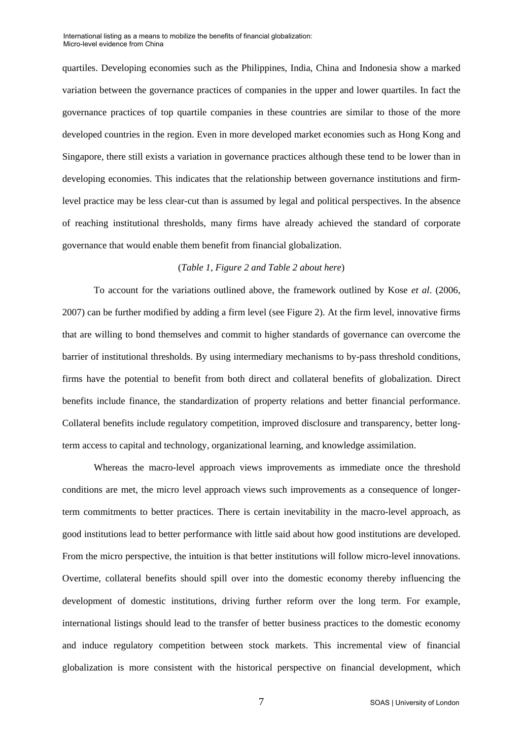quartiles. Developing economies such as the Philippines, India, China and Indonesia show a marked variation between the governance practices of companies in the upper and lower quartiles. In fact the governance practices of top quartile companies in these countries are similar to those of the more developed countries in the region. Even in more developed market economies such as Hong Kong and Singapore, there still exists a variation in governance practices although these tend to be lower than in developing economies. This indicates that the relationship between governance institutions and firm-level practice may be less clear-cut than is assumed by legal and political perspectives. In the absence of reaching institutional thresholds, many firms have already achieved the standard of corporate governance that would enable them benefit from financial globalization.

(*Table 1, Figure 2 and Table 2 about here*)

To account for the variations outlined above, the framework outlined by Kose *et al*. (2006, 2007) can be further modified by adding a firm level (see Figure 2). At the firm level, innovative firms that are willing to bond themselves and commit to higher standards of governance can overcome the barrier of institutional thresholds. By using intermediary mechanisms to by-pass threshold conditions, firms have the potential to benefit from both direct and collateral benefits of globalization. Direct benefits include finance, the standardization of property relations and better financial performance. Collateral benefits include regulatory competition, improved disclosure and transparency, better long-term access to capital and technology, organizational learning, and knowledge assimilation.

Whereas the macro-level approach views improvements as immediate once the threshold conditions are met, the micro level approach views such improvements as a consequence of longer-term commitments to better practices. There is certain inevitability in the macro-level approach, as good institutions lead to better performance with little said about how good institutions are developed. From the micro perspective, the intuition is that better institutions will follow micro-level innovations. Overtime, collateral benefits should spill over into the domestic economy thereby influencing the development of domestic institutions, driving further reform over the long term. For example, international listings should lead to the transfer of better business practices to the domestic economy and induce regulatory competition between stock markets. This incremental view of financial globalization is more consistent with the historical perspective on financial development, which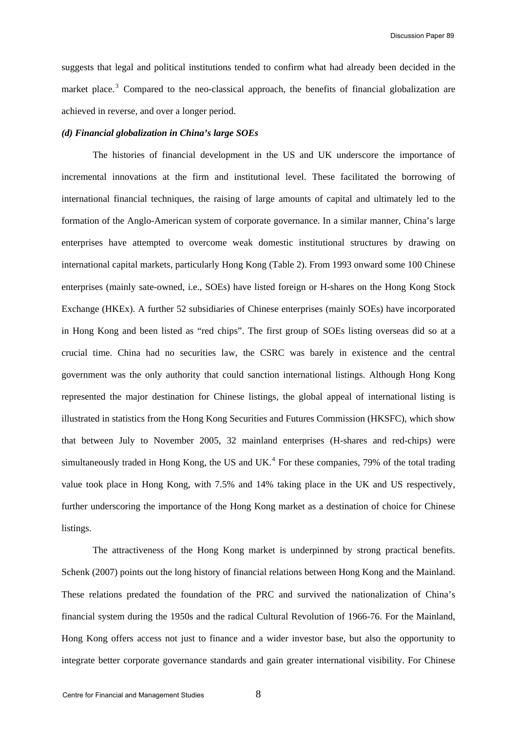suggests that legal and political institutions tended to confirm what had already been decided in the market place.[3] Compared to the neo-classical approach, the benefits of financial globalization are achieved in reverse, and over a longer period.

***(d) Financial globalization in China's large SOEs***

The histories of financial development in the US and UK underscore the importance of incremental innovations at the firm and institutional level. These facilitated the borrowing of international financial techniques, the raising of large amounts of capital and ultimately led to the formation of the Anglo-American system of corporate governance. In a similar manner, China's large enterprises have attempted to overcome weak domestic institutional structures by drawing on international capital markets, particularly Hong Kong (Table 2). From 1993 onward some 100 Chinese enterprises (mainly sate-owned, i.e., SOEs) have listed foreign or H-shares on the Hong Kong Stock Exchange (HKEx). A further 52 subsidiaries of Chinese enterprises (mainly SOEs) have incorporated in Hong Kong and been listed as "red chips". The first group of SOEs listing overseas did so at a crucial time. China had no securities law, the CSRC was barely in existence and the central government was the only authority that could sanction international listings. Although Hong Kong represented the major destination for Chinese listings, the global appeal of international listing is illustrated in statistics from the Hong Kong Securities and Futures Commission (HKSFC), which show that between July to November 2005, 32 mainland enterprises (H-shares and red-chips) were simultaneously traded in Hong Kong, the US and UK.[4] For these companies, 79% of the total trading value took place in Hong Kong, with 7.5% and 14% taking place in the UK and US respectively, further underscoring the importance of the Hong Kong market as a destination of choice for Chinese listings.

The attractiveness of the Hong Kong market is underpinned by strong practical benefits. Schenk (2007) points out the long history of financial relations between Hong Kong and the Mainland. These relations predated the foundation of the PRC and survived the nationalization of China's financial system during the 1950s and the radical Cultural Revolution of 1966-76. For the Mainland, Hong Kong offers access not just to finance and a wider investor base, but also the opportunity to integrate better corporate governance standards and gain greater international visibility. For Chinese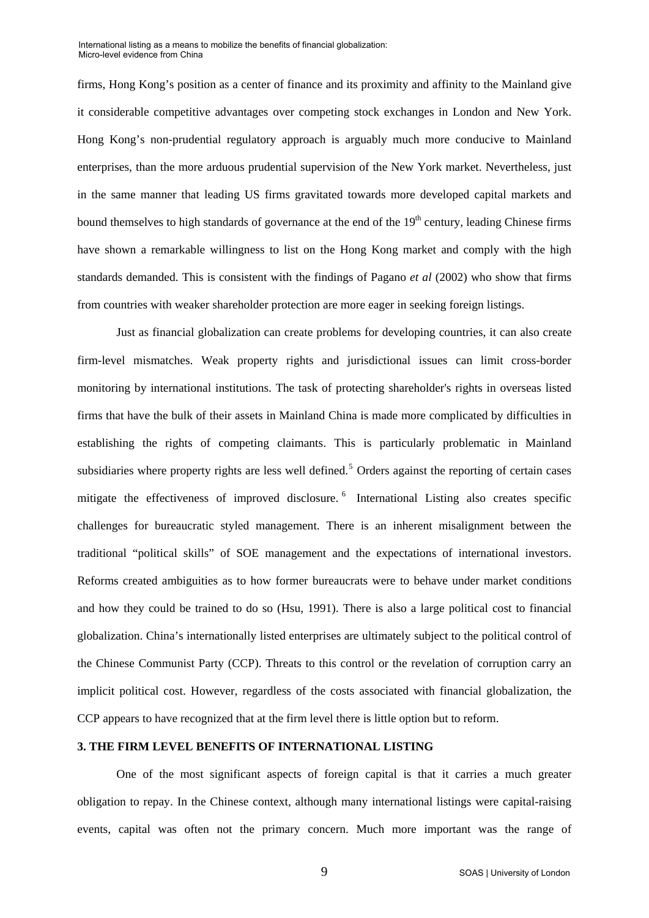firms, Hong Kong's position as a center of finance and its proximity and affinity to the Mainland give it considerable competitive advantages over competing stock exchanges in London and New York. Hong Kong's non-prudential regulatory approach is arguably much more conducive to Mainland enterprises, than the more arduous prudential supervision of the New York market. Nevertheless, just in the same manner that leading US firms gravitated towards more developed capital markets and bound themselves to high standards of governance at the end of the 19th century, leading Chinese firms have shown a remarkable willingness to list on the Hong Kong market and comply with the high standards demanded. This is consistent with the findings of Pagano *et al* (2002) who show that firms from countries with weaker shareholder protection are more eager in seeking foreign listings.

Just as financial globalization can create problems for developing countries, it can also create firm-level mismatches. Weak property rights and jurisdictional issues can limit cross-border monitoring by international institutions. The task of protecting shareholder's rights in overseas listed firms that have the bulk of their assets in Mainland China is made more complicated by difficulties in establishing the rights of competing claimants. This is particularly problematic in Mainland subsidiaries where property rights are less well defined.[5] Orders against the reporting of certain cases mitigate the effectiveness of improved disclosure.[6] International Listing also creates specific challenges for bureaucratic styled management. There is an inherent misalignment between the traditional "political skills" of SOE management and the expectations of international investors. Reforms created ambiguities as to how former bureaucrats were to behave under market conditions and how they could be trained to do so (Hsu, 1991). There is also a large political cost to financial globalization. China's internationally listed enterprises are ultimately subject to the political control of the Chinese Communist Party (CCP). Threats to this control or the revelation of corruption carry an implicit political cost. However, regardless of the costs associated with financial globalization, the CCP appears to have recognized that at the firm level there is little option but to reform.

## 3. THE FIRM LEVEL BENEFITS OF INTERNATIONAL LISTING

One of the most significant aspects of foreign capital is that it carries a much greater obligation to repay. In the Chinese context, although many international listings were capital-raising events, capital was often not the primary concern. Much more important was the range of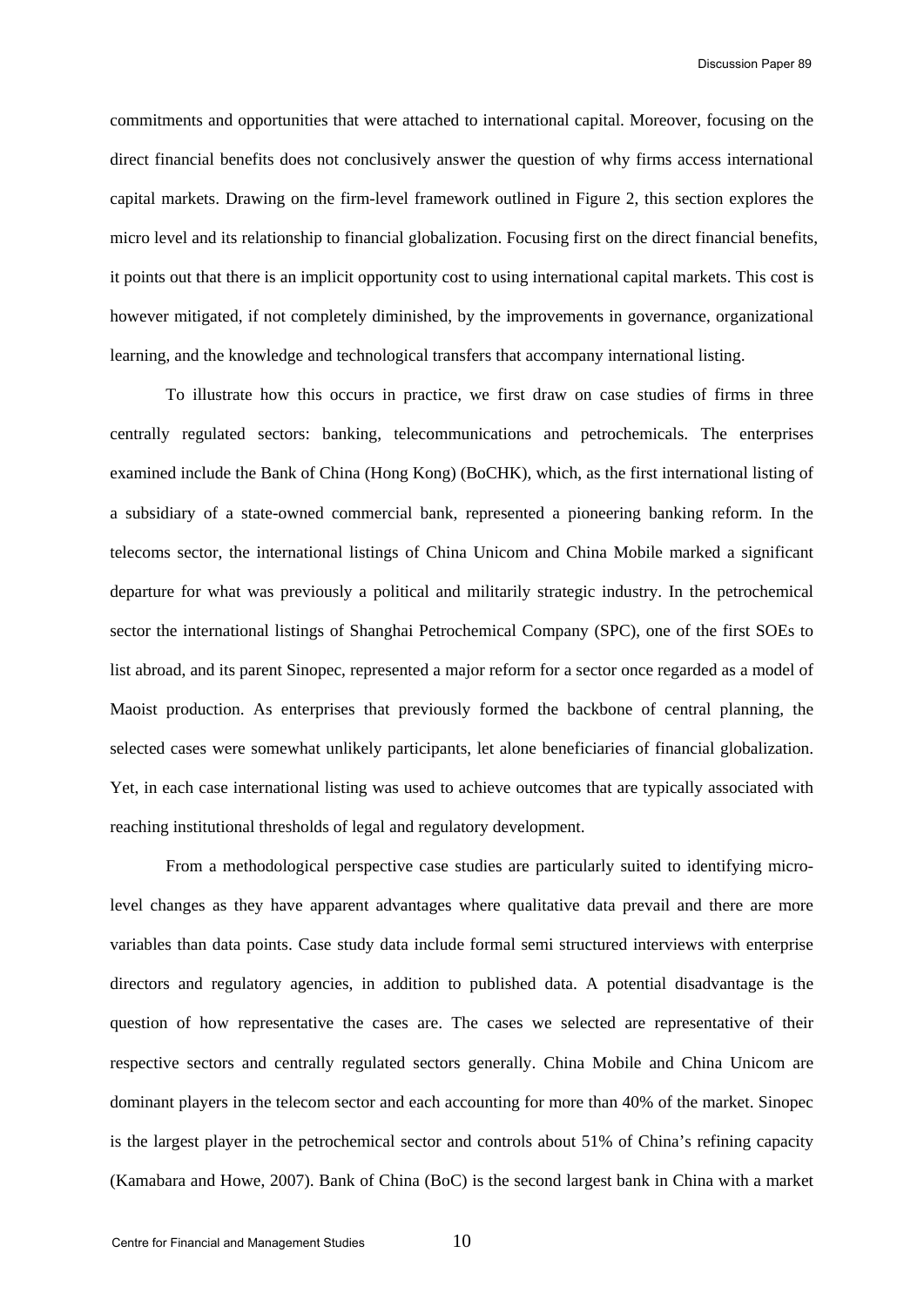commitments and opportunities that were attached to international capital. Moreover, focusing on the direct financial benefits does not conclusively answer the question of why firms access international capital markets. Drawing on the firm-level framework outlined in Figure 2, this section explores the micro level and its relationship to financial globalization. Focusing first on the direct financial benefits, it points out that there is an implicit opportunity cost to using international capital markets. This cost is however mitigated, if not completely diminished, by the improvements in governance, organizational learning, and the knowledge and technological transfers that accompany international listing.

To illustrate how this occurs in practice, we first draw on case studies of firms in three centrally regulated sectors: banking, telecommunications and petrochemicals. The enterprises examined include the Bank of China (Hong Kong) (BoCHK), which, as the first international listing of a subsidiary of a state-owned commercial bank, represented a pioneering banking reform. In the telecoms sector, the international listings of China Unicom and China Mobile marked a significant departure for what was previously a political and militarily strategic industry. In the petrochemical sector the international listings of Shanghai Petrochemical Company (SPC), one of the first SOEs to list abroad, and its parent Sinopec, represented a major reform for a sector once regarded as a model of Maoist production. As enterprises that previously formed the backbone of central planning, the selected cases were somewhat unlikely participants, let alone beneficiaries of financial globalization. Yet, in each case international listing was used to achieve outcomes that are typically associated with reaching institutional thresholds of legal and regulatory development.

From a methodological perspective case studies are particularly suited to identifying micro-level changes as they have apparent advantages where qualitative data prevail and there are more variables than data points. Case study data include formal semi structured interviews with enterprise directors and regulatory agencies, in addition to published data. A potential disadvantage is the question of how representative the cases are. The cases we selected are representative of their respective sectors and centrally regulated sectors generally. China Mobile and China Unicom are dominant players in the telecom sector and each accounting for more than 40% of the market. Sinopec is the largest player in the petrochemical sector and controls about 51% of China's refining capacity (Kamabara and Howe, 2007). Bank of China (BoC) is the second largest bank in China with a market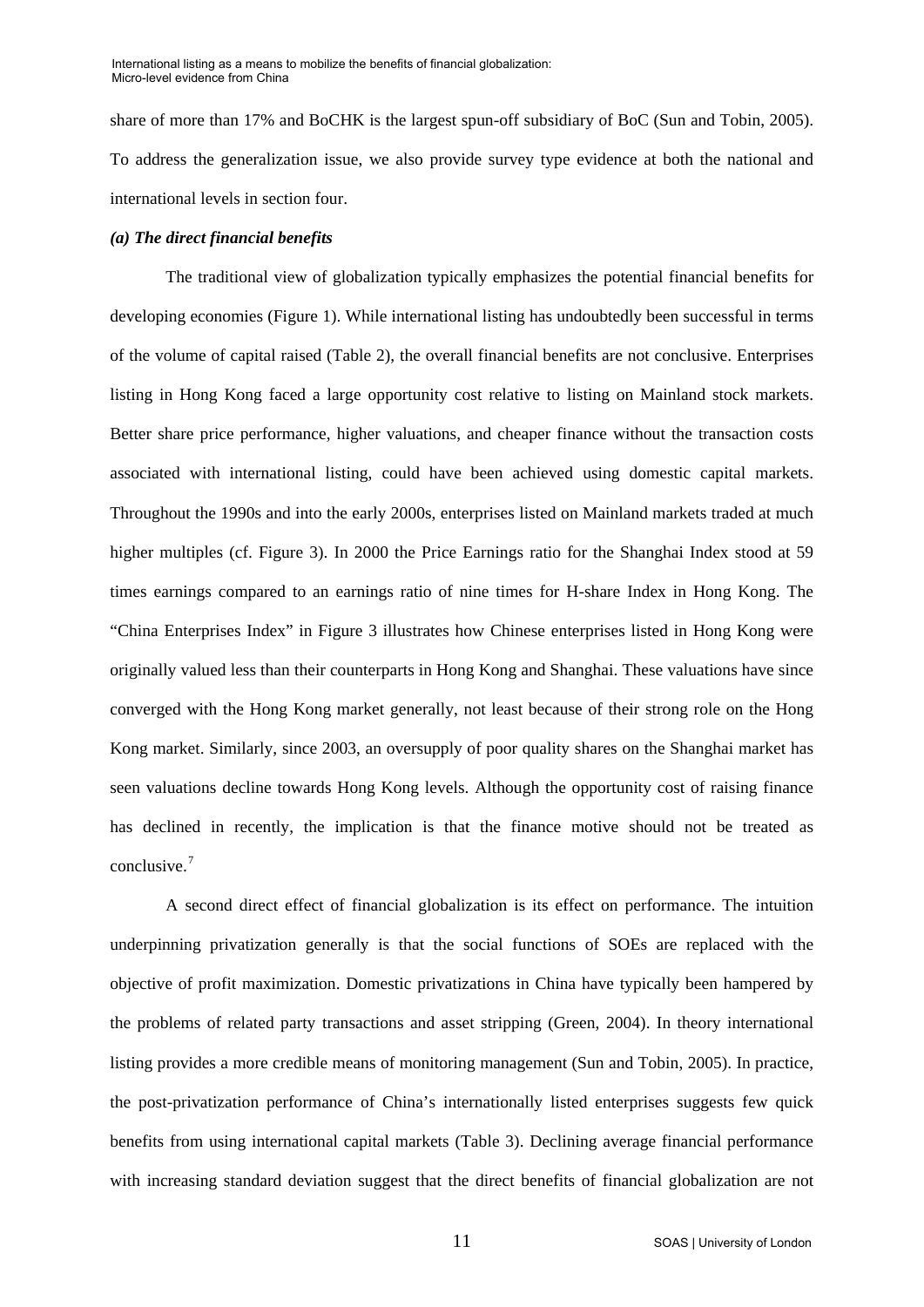share of more than 17% and BoCHK is the largest spun-off subsidiary of BoC (Sun and Tobin, 2005). To address the generalization issue, we also provide survey type evidence at both the national and international levels in section four.

***(a) The direct financial benefits***

The traditional view of globalization typically emphasizes the potential financial benefits for developing economies (Figure 1). While international listing has undoubtedly been successful in terms of the volume of capital raised (Table 2), the overall financial benefits are not conclusive. Enterprises listing in Hong Kong faced a large opportunity cost relative to listing on Mainland stock markets. Better share price performance, higher valuations, and cheaper finance without the transaction costs associated with international listing, could have been achieved using domestic capital markets. Throughout the 1990s and into the early 2000s, enterprises listed on Mainland markets traded at much higher multiples (cf. Figure 3). In 2000 the Price Earnings ratio for the Shanghai Index stood at 59 times earnings compared to an earnings ratio of nine times for H-share Index in Hong Kong. The "China Enterprises Index" in Figure 3 illustrates how Chinese enterprises listed in Hong Kong were originally valued less than their counterparts in Hong Kong and Shanghai. These valuations have since converged with the Hong Kong market generally, not least because of their strong role on the Hong Kong market. Similarly, since 2003, an oversupply of poor quality shares on the Shanghai market has seen valuations decline towards Hong Kong levels. Although the opportunity cost of raising finance has declined in recently, the implication is that the finance motive should not be treated as conclusive.[7]

A second direct effect of financial globalization is its effect on performance. The intuition underpinning privatization generally is that the social functions of SOEs are replaced with the objective of profit maximization. Domestic privatizations in China have typically been hampered by the problems of related party transactions and asset stripping (Green, 2004). In theory international listing provides a more credible means of monitoring management (Sun and Tobin, 2005). In practice, the post-privatization performance of China's internationally listed enterprises suggests few quick benefits from using international capital markets (Table 3). Declining average financial performance with increasing standard deviation suggest that the direct benefits of financial globalization are not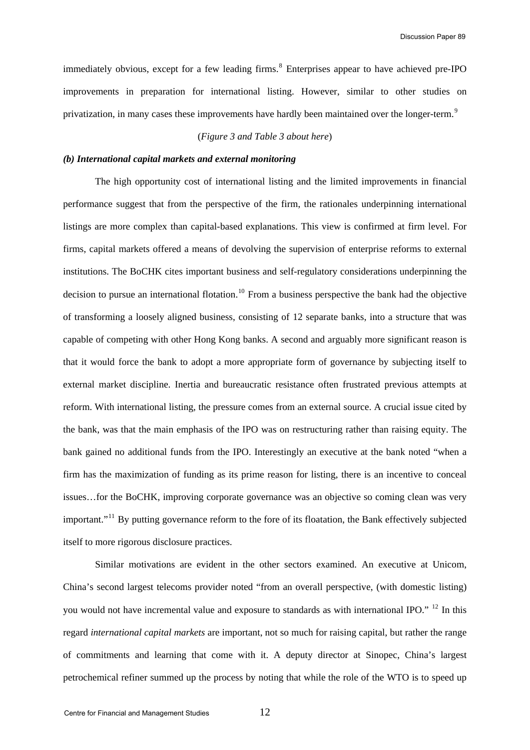immediately obvious, except for a few leading firms.[8] Enterprises appear to have achieved pre-IPO improvements in preparation for international listing. However, similar to other studies on privatization, in many cases these improvements have hardly been maintained over the longer-term.[9]

(*Figure 3 and Table 3 about here*)

***(b) International capital markets and external monitoring***

The high opportunity cost of international listing and the limited improvements in financial performance suggest that from the perspective of the firm, the rationales underpinning international listings are more complex than capital-based explanations. This view is confirmed at firm level. For firms, capital markets offered a means of devolving the supervision of enterprise reforms to external institutions. The BoCHK cites important business and self-regulatory considerations underpinning the decision to pursue an international flotation.[10] From a business perspective the bank had the objective of transforming a loosely aligned business, consisting of 12 separate banks, into a structure that was capable of competing with other Hong Kong banks. A second and arguably more significant reason is that it would force the bank to adopt a more appropriate form of governance by subjecting itself to external market discipline. Inertia and bureaucratic resistance often frustrated previous attempts at reform. With international listing, the pressure comes from an external source. A crucial issue cited by the bank, was that the main emphasis of the IPO was on restructuring rather than raising equity. The bank gained no additional funds from the IPO. Interestingly an executive at the bank noted "when a firm has the maximization of funding as its prime reason for listing, there is an incentive to conceal issues…for the BoCHK, improving corporate governance was an objective so coming clean was very important."[11] By putting governance reform to the fore of its floatation, the Bank effectively subjected itself to more rigorous disclosure practices.

Similar motivations are evident in the other sectors examined. An executive at Unicom, China's second largest telecoms provider noted "from an overall perspective, (with domestic listing) you would not have incremental value and exposure to standards as with international IPO." [12] In this regard *international capital markets* are important, not so much for raising capital, but rather the range of commitments and learning that come with it. A deputy director at Sinopec, China's largest petrochemical refiner summed up the process by noting that while the role of the WTO is to speed up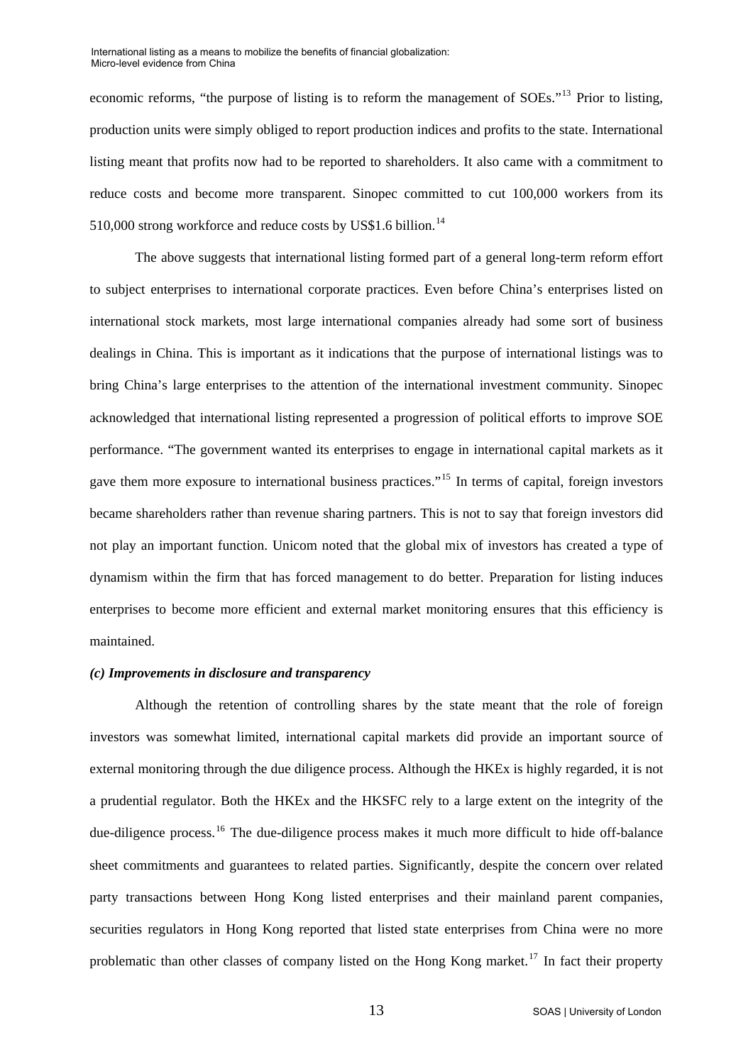economic reforms, "the purpose of listing is to reform the management of SOEs."[13] Prior to listing, production units were simply obliged to report production indices and profits to the state. International listing meant that profits now had to be reported to shareholders. It also came with a commitment to reduce costs and become more transparent. Sinopec committed to cut 100,000 workers from its 510,000 strong workforce and reduce costs by US$1.6 billion.[14]

The above suggests that international listing formed part of a general long-term reform effort to subject enterprises to international corporate practices. Even before China's enterprises listed on international stock markets, most large international companies already had some sort of business dealings in China. This is important as it indications that the purpose of international listings was to bring China's large enterprises to the attention of the international investment community. Sinopec acknowledged that international listing represented a progression of political efforts to improve SOE performance. "The government wanted its enterprises to engage in international capital markets as it gave them more exposure to international business practices."[15] In terms of capital, foreign investors became shareholders rather than revenue sharing partners. This is not to say that foreign investors did not play an important function. Unicom noted that the global mix of investors has created a type of dynamism within the firm that has forced management to do better. Preparation for listing induces enterprises to become more efficient and external market monitoring ensures that this efficiency is maintained.

***(c) Improvements in disclosure and transparency***

Although the retention of controlling shares by the state meant that the role of foreign investors was somewhat limited, international capital markets did provide an important source of external monitoring through the due diligence process. Although the HKEx is highly regarded, it is not a prudential regulator. Both the HKEx and the HKSFC rely to a large extent on the integrity of the due-diligence process.[16] The due-diligence process makes it much more difficult to hide off-balance sheet commitments and guarantees to related parties. Significantly, despite the concern over related party transactions between Hong Kong listed enterprises and their mainland parent companies, securities regulators in Hong Kong reported that listed state enterprises from China were no more problematic than other classes of company listed on the Hong Kong market.[17] In fact their property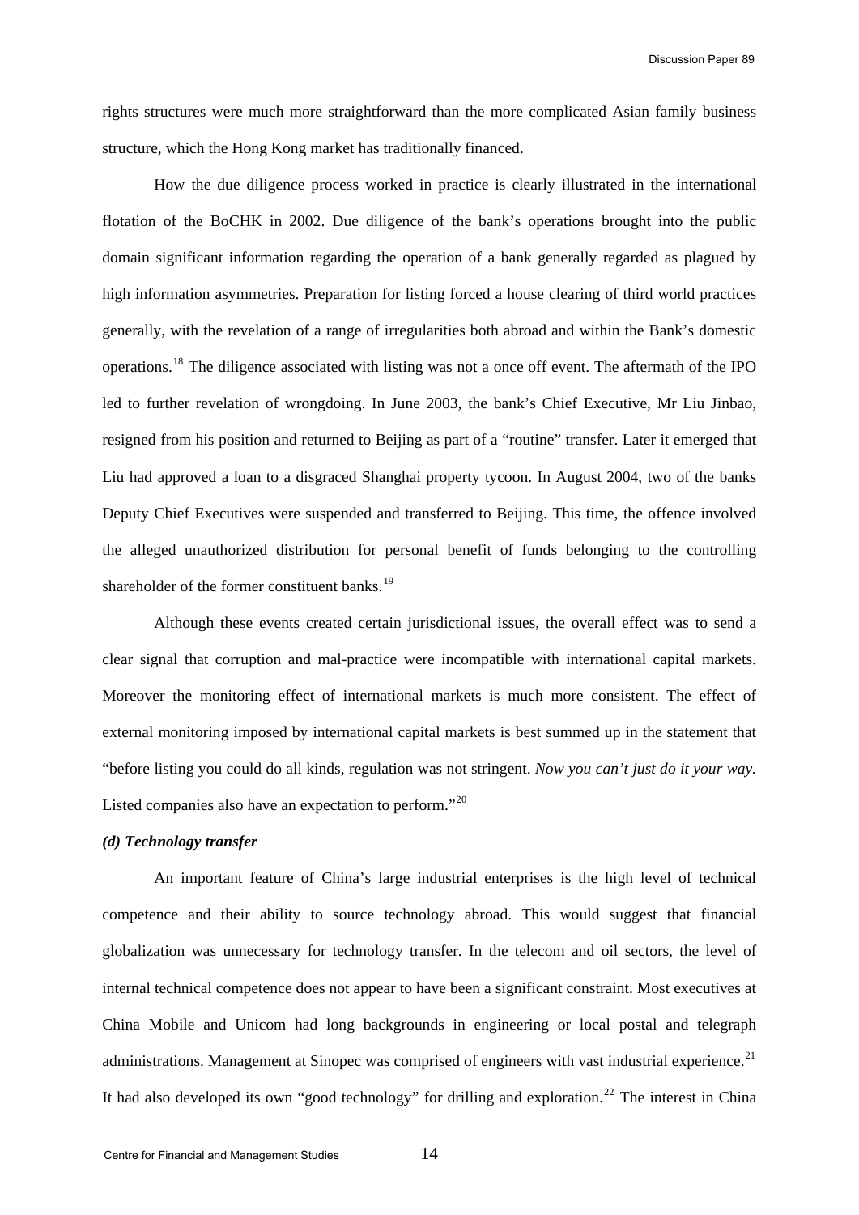rights structures were much more straightforward than the more complicated Asian family business structure, which the Hong Kong market has traditionally financed.

How the due diligence process worked in practice is clearly illustrated in the international flotation of the BoCHK in 2002. Due diligence of the bank's operations brought into the public domain significant information regarding the operation of a bank generally regarded as plagued by high information asymmetries. Preparation for listing forced a house clearing of third world practices generally, with the revelation of a range of irregularities both abroad and within the Bank's domestic operations.[18] The diligence associated with listing was not a once off event. The aftermath of the IPO led to further revelation of wrongdoing. In June 2003, the bank's Chief Executive, Mr Liu Jinbao, resigned from his position and returned to Beijing as part of a "routine" transfer. Later it emerged that Liu had approved a loan to a disgraced Shanghai property tycoon. In August 2004, two of the banks Deputy Chief Executives were suspended and transferred to Beijing. This time, the offence involved the alleged unauthorized distribution for personal benefit of funds belonging to the controlling shareholder of the former constituent banks.[19]

Although these events created certain jurisdictional issues, the overall effect was to send a clear signal that corruption and mal-practice were incompatible with international capital markets. Moreover the monitoring effect of international markets is much more consistent. The effect of external monitoring imposed by international capital markets is best summed up in the statement that "before listing you could do all kinds, regulation was not stringent. *Now you can't just do it your way*. Listed companies also have an expectation to perform."[20]

***(d) Technology transfer***

An important feature of China's large industrial enterprises is the high level of technical competence and their ability to source technology abroad. This would suggest that financial globalization was unnecessary for technology transfer. In the telecom and oil sectors, the level of internal technical competence does not appear to have been a significant constraint. Most executives at China Mobile and Unicom had long backgrounds in engineering or local postal and telegraph administrations. Management at Sinopec was comprised of engineers with vast industrial experience.[21] It had also developed its own "good technology" for drilling and exploration.[22] The interest in China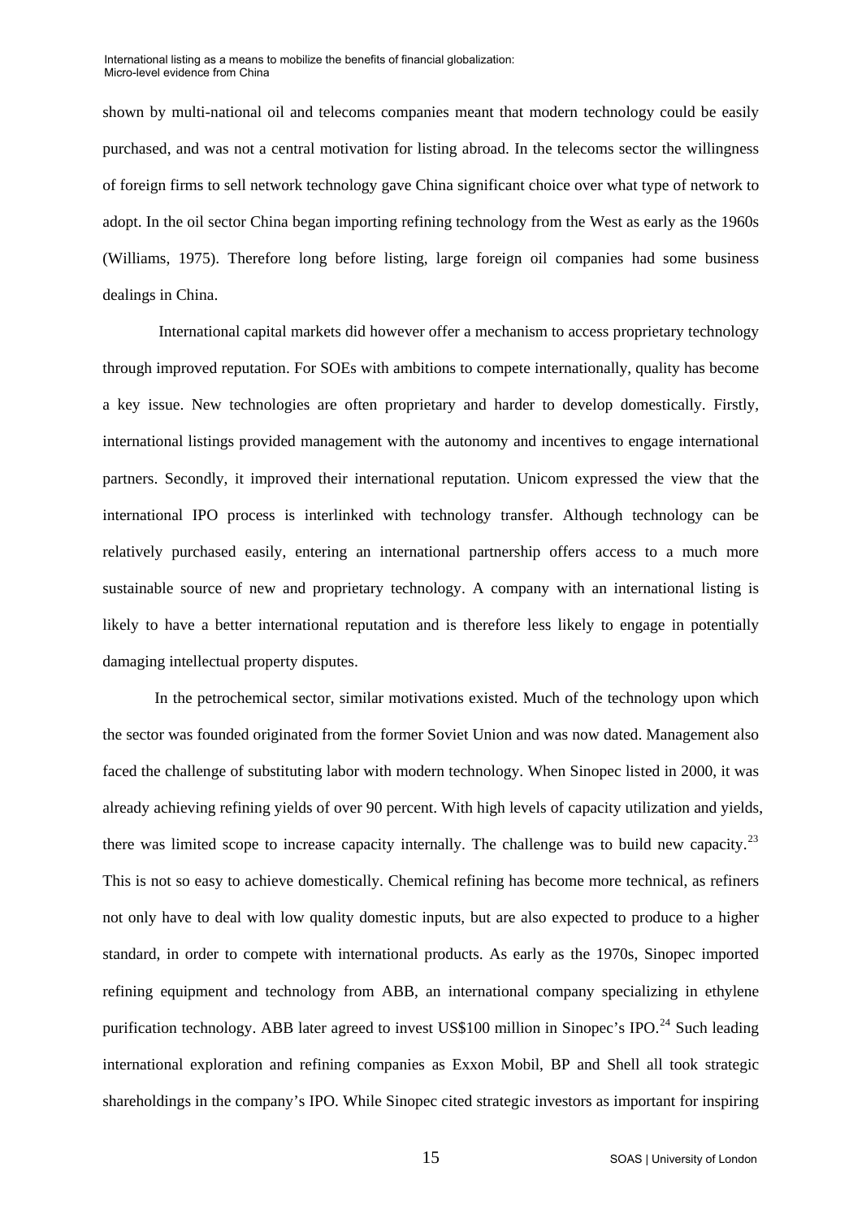shown by multi-national oil and telecoms companies meant that modern technology could be easily purchased, and was not a central motivation for listing abroad. In the telecoms sector the willingness of foreign firms to sell network technology gave China significant choice over what type of network to adopt. In the oil sector China began importing refining technology from the West as early as the 1960s (Williams, 1975). Therefore long before listing, large foreign oil companies had some business dealings in China.

International capital markets did however offer a mechanism to access proprietary technology through improved reputation. For SOEs with ambitions to compete internationally, quality has become a key issue. New technologies are often proprietary and harder to develop domestically. Firstly, international listings provided management with the autonomy and incentives to engage international partners. Secondly, it improved their international reputation. Unicom expressed the view that the international IPO process is interlinked with technology transfer. Although technology can be relatively purchased easily, entering an international partnership offers access to a much more sustainable source of new and proprietary technology. A company with an international listing is likely to have a better international reputation and is therefore less likely to engage in potentially damaging intellectual property disputes.

In the petrochemical sector, similar motivations existed. Much of the technology upon which the sector was founded originated from the former Soviet Union and was now dated. Management also faced the challenge of substituting labor with modern technology. When Sinopec listed in 2000, it was already achieving refining yields of over 90 percent. With high levels of capacity utilization and yields, there was limited scope to increase capacity internally. The challenge was to build new capacity.[23] This is not so easy to achieve domestically. Chemical refining has become more technical, as refiners not only have to deal with low quality domestic inputs, but are also expected to produce to a higher standard, in order to compete with international products. As early as the 1970s, Sinopec imported refining equipment and technology from ABB, an international company specializing in ethylene purification technology. ABB later agreed to invest US$100 million in Sinopec's IPO.[24] Such leading international exploration and refining companies as Exxon Mobil, BP and Shell all took strategic shareholdings in the company's IPO. While Sinopec cited strategic investors as important for inspiring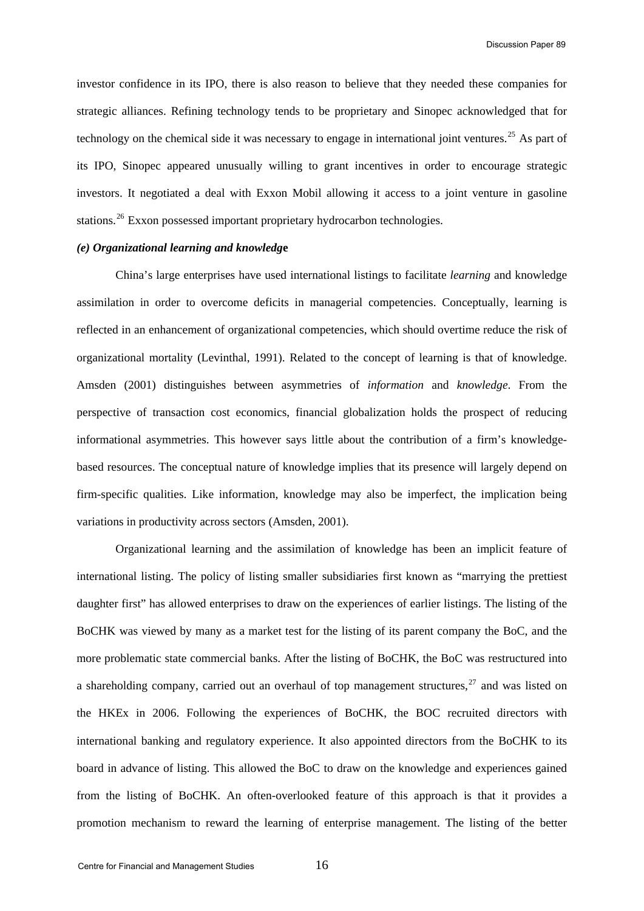investor confidence in its IPO, there is also reason to believe that they needed these companies for strategic alliances. Refining technology tends to be proprietary and Sinopec acknowledged that for technology on the chemical side it was necessary to engage in international joint ventures.[25] As part of its IPO, Sinopec appeared unusually willing to grant incentives in order to encourage strategic investors. It negotiated a deal with Exxon Mobil allowing it access to a joint venture in gasoline stations.[26] Exxon possessed important proprietary hydrocarbon technologies.

***(e) Organizational learning and knowledge***

China's large enterprises have used international listings to facilitate *learning* and knowledge assimilation in order to overcome deficits in managerial competencies. Conceptually, learning is reflected in an enhancement of organizational competencies, which should overtime reduce the risk of organizational mortality (Levinthal, 1991). Related to the concept of learning is that of knowledge. Amsden (2001) distinguishes between asymmetries of *information* and *knowledge*. From the perspective of transaction cost economics, financial globalization holds the prospect of reducing informational asymmetries. This however says little about the contribution of a firm's knowledge-based resources. The conceptual nature of knowledge implies that its presence will largely depend on firm-specific qualities. Like information, knowledge may also be imperfect, the implication being variations in productivity across sectors (Amsden, 2001).

Organizational learning and the assimilation of knowledge has been an implicit feature of international listing. The policy of listing smaller subsidiaries first known as "marrying the prettiest daughter first" has allowed enterprises to draw on the experiences of earlier listings. The listing of the BoCHK was viewed by many as a market test for the listing of its parent company the BoC, and the more problematic state commercial banks. After the listing of BoCHK, the BoC was restructured into a shareholding company, carried out an overhaul of top management structures,[27] and was listed on the HKEx in 2006. Following the experiences of BoCHK, the BOC recruited directors with international banking and regulatory experience. It also appointed directors from the BoCHK to its board in advance of listing. This allowed the BoC to draw on the knowledge and experiences gained from the listing of BoCHK. An often-overlooked feature of this approach is that it provides a promotion mechanism to reward the learning of enterprise management. The listing of the better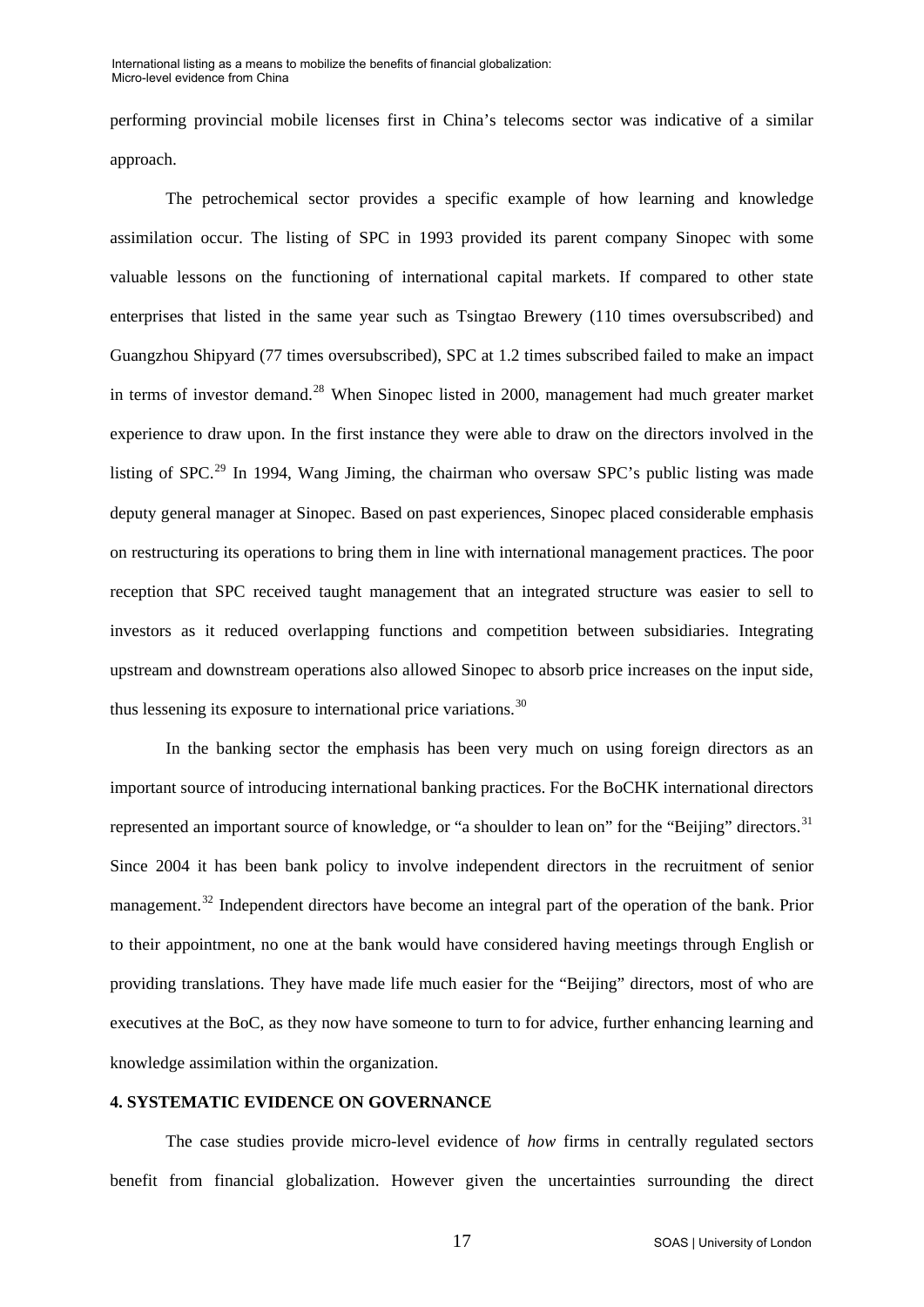performing provincial mobile licenses first in China's telecoms sector was indicative of a similar approach.

The petrochemical sector provides a specific example of how learning and knowledge assimilation occur. The listing of SPC in 1993 provided its parent company Sinopec with some valuable lessons on the functioning of international capital markets. If compared to other state enterprises that listed in the same year such as Tsingtao Brewery (110 times oversubscribed) and Guangzhou Shipyard (77 times oversubscribed), SPC at 1.2 times subscribed failed to make an impact in terms of investor demand.[28] When Sinopec listed in 2000, management had much greater market experience to draw upon. In the first instance they were able to draw on the directors involved in the listing of SPC.[29] In 1994, Wang Jiming, the chairman who oversaw SPC's public listing was made deputy general manager at Sinopec. Based on past experiences, Sinopec placed considerable emphasis on restructuring its operations to bring them in line with international management practices. The poor reception that SPC received taught management that an integrated structure was easier to sell to investors as it reduced overlapping functions and competition between subsidiaries. Integrating upstream and downstream operations also allowed Sinopec to absorb price increases on the input side, thus lessening its exposure to international price variations.[30]

In the banking sector the emphasis has been very much on using foreign directors as an important source of introducing international banking practices. For the BoCHK international directors represented an important source of knowledge, or "a shoulder to lean on" for the "Beijing" directors.[31] Since 2004 it has been bank policy to involve independent directors in the recruitment of senior management.[32] Independent directors have become an integral part of the operation of the bank. Prior to their appointment, no one at the bank would have considered having meetings through English or providing translations. They have made life much easier for the "Beijing" directors, most of who are executives at the BoC, as they now have someone to turn to for advice, further enhancing learning and knowledge assimilation within the organization.

## 4. SYSTEMATIC EVIDENCE ON GOVERNANCE

The case studies provide micro-level evidence of *how* firms in centrally regulated sectors benefit from financial globalization. However given the uncertainties surrounding the direct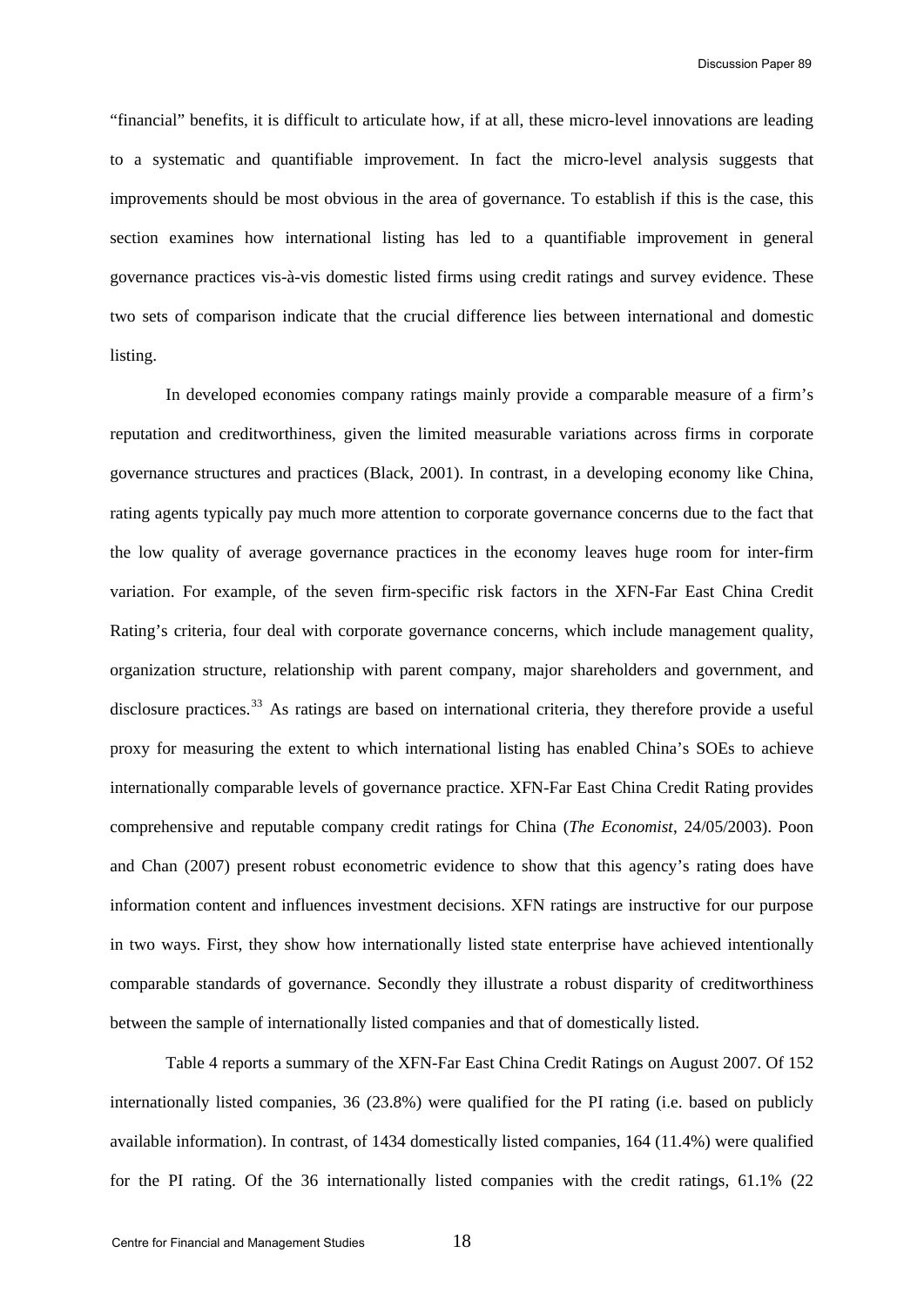"financial" benefits, it is difficult to articulate how, if at all, these micro-level innovations are leading to a systematic and quantifiable improvement. In fact the micro-level analysis suggests that improvements should be most obvious in the area of governance. To establish if this is the case, this section examines how international listing has led to a quantifiable improvement in general governance practices vis-à-vis domestic listed firms using credit ratings and survey evidence. These two sets of comparison indicate that the crucial difference lies between international and domestic listing.

In developed economies company ratings mainly provide a comparable measure of a firm's reputation and creditworthiness, given the limited measurable variations across firms in corporate governance structures and practices (Black, 2001). In contrast, in a developing economy like China, rating agents typically pay much more attention to corporate governance concerns due to the fact that the low quality of average governance practices in the economy leaves huge room for inter-firm variation. For example, of the seven firm-specific risk factors in the XFN-Far East China Credit Rating's criteria, four deal with corporate governance concerns, which include management quality, organization structure, relationship with parent company, major shareholders and government, and disclosure practices.[33] As ratings are based on international criteria, they therefore provide a useful proxy for measuring the extent to which international listing has enabled China's SOEs to achieve internationally comparable levels of governance practice. XFN-Far East China Credit Rating provides comprehensive and reputable company credit ratings for China (*The Economist*, 24/05/2003). Poon and Chan (2007) present robust econometric evidence to show that this agency's rating does have information content and influences investment decisions. XFN ratings are instructive for our purpose in two ways. First, they show how internationally listed state enterprise have achieved intentionally comparable standards of governance. Secondly they illustrate a robust disparity of creditworthiness between the sample of internationally listed companies and that of domestically listed.

Table 4 reports a summary of the XFN-Far East China Credit Ratings on August 2007. Of 152 internationally listed companies, 36 (23.8%) were qualified for the PI rating (i.e. based on publicly available information). In contrast, of 1434 domestically listed companies, 164 (11.4%) were qualified for the PI rating. Of the 36 internationally listed companies with the credit ratings, 61.1% (22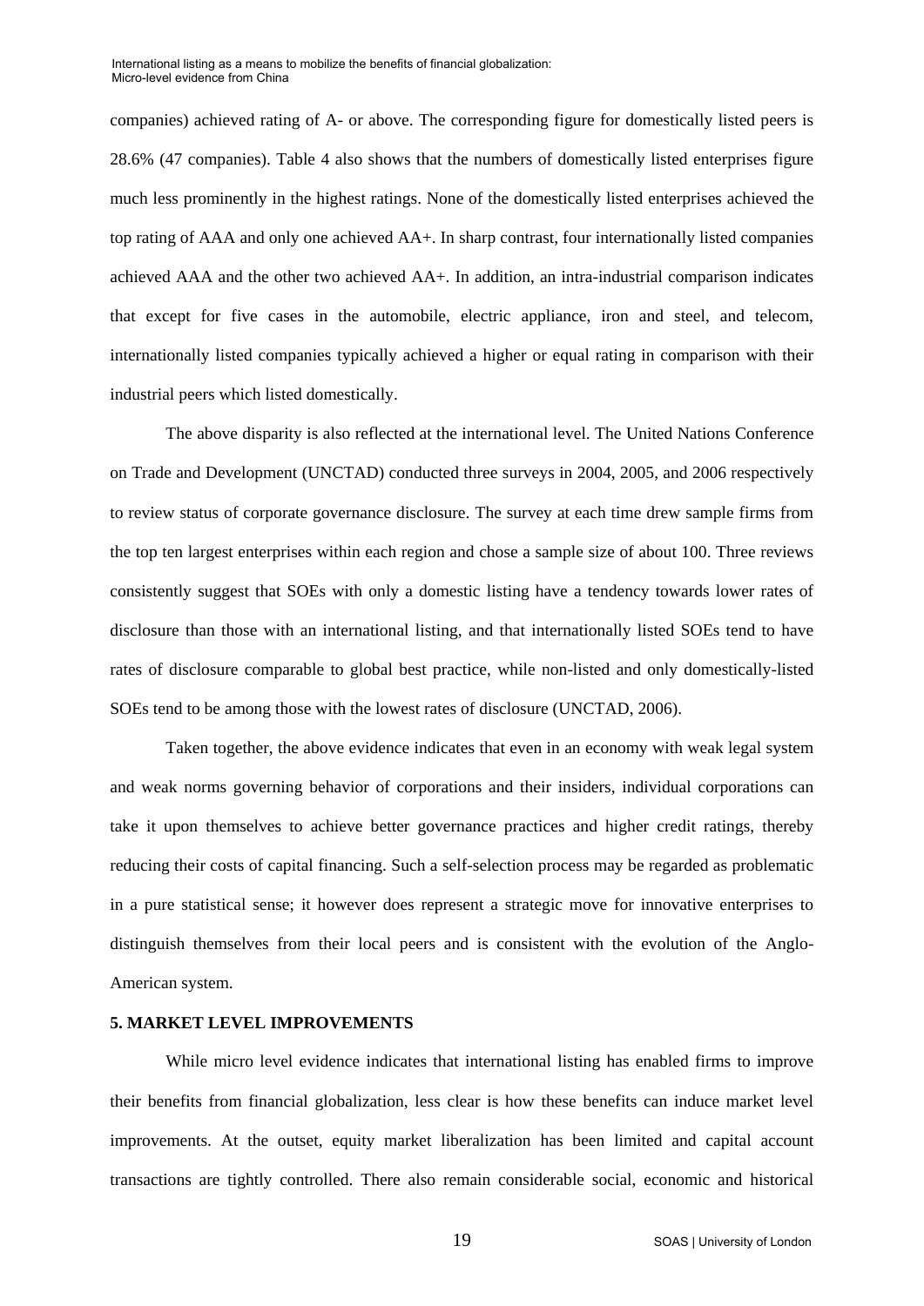companies) achieved rating of A- or above. The corresponding figure for domestically listed peers is 28.6% (47 companies). Table 4 also shows that the numbers of domestically listed enterprises figure much less prominently in the highest ratings. None of the domestically listed enterprises achieved the top rating of AAA and only one achieved AA+. In sharp contrast, four internationally listed companies achieved AAA and the other two achieved AA+. In addition, an intra-industrial comparison indicates that except for five cases in the automobile, electric appliance, iron and steel, and telecom, internationally listed companies typically achieved a higher or equal rating in comparison with their industrial peers which listed domestically.

The above disparity is also reflected at the international level. The United Nations Conference on Trade and Development (UNCTAD) conducted three surveys in 2004, 2005, and 2006 respectively to review status of corporate governance disclosure. The survey at each time drew sample firms from the top ten largest enterprises within each region and chose a sample size of about 100. Three reviews consistently suggest that SOEs with only a domestic listing have a tendency towards lower rates of disclosure than those with an international listing, and that internationally listed SOEs tend to have rates of disclosure comparable to global best practice, while non-listed and only domestically-listed SOEs tend to be among those with the lowest rates of disclosure (UNCTAD, 2006).

Taken together, the above evidence indicates that even in an economy with weak legal system and weak norms governing behavior of corporations and their insiders, individual corporations can take it upon themselves to achieve better governance practices and higher credit ratings, thereby reducing their costs of capital financing. Such a self-selection process may be regarded as problematic in a pure statistical sense; it however does represent a strategic move for innovative enterprises to distinguish themselves from their local peers and is consistent with the evolution of the Anglo-American system.

## 5. MARKET LEVEL IMPROVEMENTS

While micro level evidence indicates that international listing has enabled firms to improve their benefits from financial globalization, less clear is how these benefits can induce market level improvements. At the outset, equity market liberalization has been limited and capital account transactions are tightly controlled. There also remain considerable social, economic and historical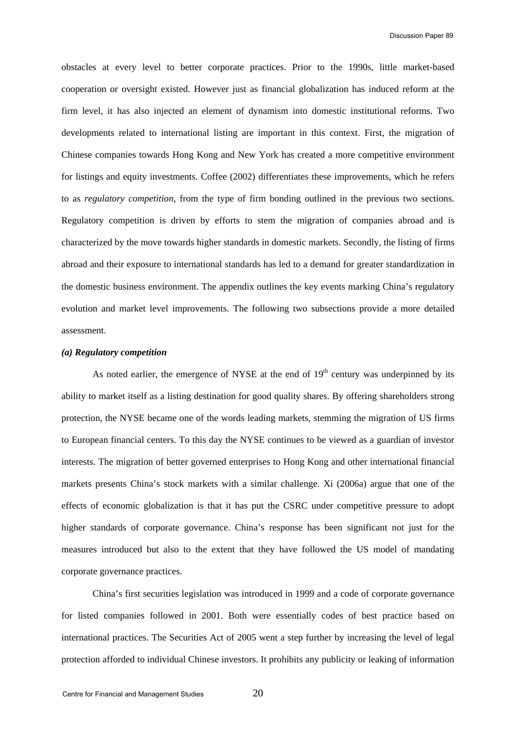obstacles at every level to better corporate practices. Prior to the 1990s, little market-based cooperation or oversight existed. However just as financial globalization has induced reform at the firm level, it has also injected an element of dynamism into domestic institutional reforms. Two developments related to international listing are important in this context. First, the migration of Chinese companies towards Hong Kong and New York has created a more competitive environment for listings and equity investments. Coffee (2002) differentiates these improvements, which he refers to as *regulatory competition*, from the type of firm bonding outlined in the previous two sections. Regulatory competition is driven by efforts to stem the migration of companies abroad and is characterized by the move towards higher standards in domestic markets. Secondly, the listing of firms abroad and their exposure to international standards has led to a demand for greater standardization in the domestic business environment. The appendix outlines the key events marking China's regulatory evolution and market level improvements. The following two subsections provide a more detailed assessment.

***(a) Regulatory competition***

As noted earlier, the emergence of NYSE at the end of 19th century was underpinned by its ability to market itself as a listing destination for good quality shares. By offering shareholders strong protection, the NYSE became one of the words leading markets, stemming the migration of US firms to European financial centers. To this day the NYSE continues to be viewed as a guardian of investor interests. The migration of better governed enterprises to Hong Kong and other international financial markets presents China's stock markets with a similar challenge. Xi (2006a) argue that one of the effects of economic globalization is that it has put the CSRC under competitive pressure to adopt higher standards of corporate governance. China's response has been significant not just for the measures introduced but also to the extent that they have followed the US model of mandating corporate governance practices.

China's first securities legislation was introduced in 1999 and a code of corporate governance for listed companies followed in 2001. Both were essentially codes of best practice based on international practices. The Securities Act of 2005 went a step further by increasing the level of legal protection afforded to individual Chinese investors. It prohibits any publicity or leaking of information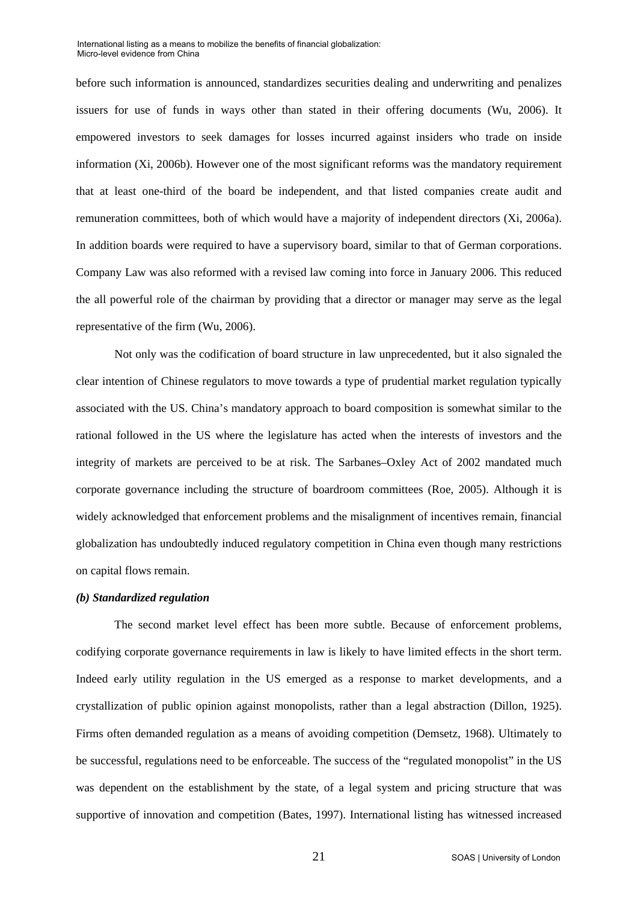before such information is announced, standardizes securities dealing and underwriting and penalizes issuers for use of funds in ways other than stated in their offering documents (Wu, 2006). It empowered investors to seek damages for losses incurred against insiders who trade on inside information (Xi, 2006b). However one of the most significant reforms was the mandatory requirement that at least one-third of the board be independent, and that listed companies create audit and remuneration committees, both of which would have a majority of independent directors (Xi, 2006a). In addition boards were required to have a supervisory board, similar to that of German corporations. Company Law was also reformed with a revised law coming into force in January 2006. This reduced the all powerful role of the chairman by providing that a director or manager may serve as the legal representative of the firm (Wu, 2006).

Not only was the codification of board structure in law unprecedented, but it also signaled the clear intention of Chinese regulators to move towards a type of prudential market regulation typically associated with the US. China's mandatory approach to board composition is somewhat similar to the rational followed in the US where the legislature has acted when the interests of investors and the integrity of markets are perceived to be at risk. The Sarbanes–Oxley Act of 2002 mandated much corporate governance including the structure of boardroom committees (Roe, 2005). Although it is widely acknowledged that enforcement problems and the misalignment of incentives remain, financial globalization has undoubtedly induced regulatory competition in China even though many restrictions on capital flows remain.

***(b) Standardized regulation***

The second market level effect has been more subtle. Because of enforcement problems, codifying corporate governance requirements in law is likely to have limited effects in the short term. Indeed early utility regulation in the US emerged as a response to market developments, and a crystallization of public opinion against monopolists, rather than a legal abstraction (Dillon, 1925). Firms often demanded regulation as a means of avoiding competition (Demsetz, 1968). Ultimately to be successful, regulations need to be enforceable. The success of the "regulated monopolist" in the US was dependent on the establishment by the state, of a legal system and pricing structure that was supportive of innovation and competition (Bates, 1997). International listing has witnessed increased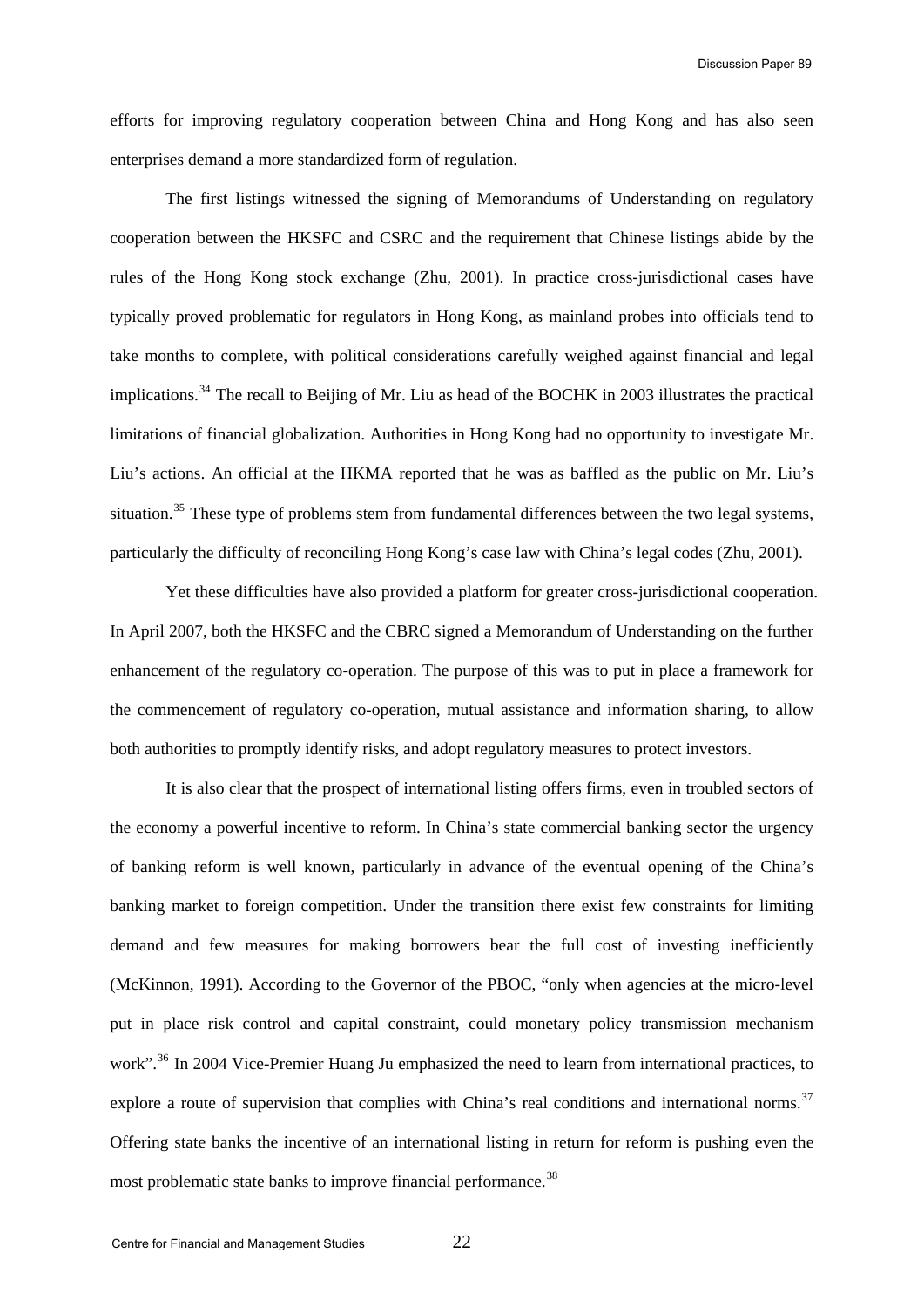efforts for improving regulatory cooperation between China and Hong Kong and has also seen enterprises demand a more standardized form of regulation.

The first listings witnessed the signing of Memorandums of Understanding on regulatory cooperation between the HKSFC and CSRC and the requirement that Chinese listings abide by the rules of the Hong Kong stock exchange (Zhu, 2001). In practice cross-jurisdictional cases have typically proved problematic for regulators in Hong Kong, as mainland probes into officials tend to take months to complete, with political considerations carefully weighed against financial and legal implications.[34] The recall to Beijing of Mr. Liu as head of the BOCHK in 2003 illustrates the practical limitations of financial globalization. Authorities in Hong Kong had no opportunity to investigate Mr. Liu's actions. An official at the HKMA reported that he was as baffled as the public on Mr. Liu's situation.[35] These type of problems stem from fundamental differences between the two legal systems, particularly the difficulty of reconciling Hong Kong's case law with China's legal codes (Zhu, 2001).

Yet these difficulties have also provided a platform for greater cross-jurisdictional cooperation. In April 2007, both the HKSFC and the CBRC signed a Memorandum of Understanding on the further enhancement of the regulatory co-operation. The purpose of this was to put in place a framework for the commencement of regulatory co-operation, mutual assistance and information sharing, to allow both authorities to promptly identify risks, and adopt regulatory measures to protect investors.

It is also clear that the prospect of international listing offers firms, even in troubled sectors of the economy a powerful incentive to reform. In China's state commercial banking sector the urgency of banking reform is well known, particularly in advance of the eventual opening of the China's banking market to foreign competition. Under the transition there exist few constraints for limiting demand and few measures for making borrowers bear the full cost of investing inefficiently (McKinnon, 1991). According to the Governor of the PBOC, "only when agencies at the micro-level put in place risk control and capital constraint, could monetary policy transmission mechanism work".[36] In 2004 Vice-Premier Huang Ju emphasized the need to learn from international practices, to explore a route of supervision that complies with China's real conditions and international norms.[37] Offering state banks the incentive of an international listing in return for reform is pushing even the most problematic state banks to improve financial performance.[38]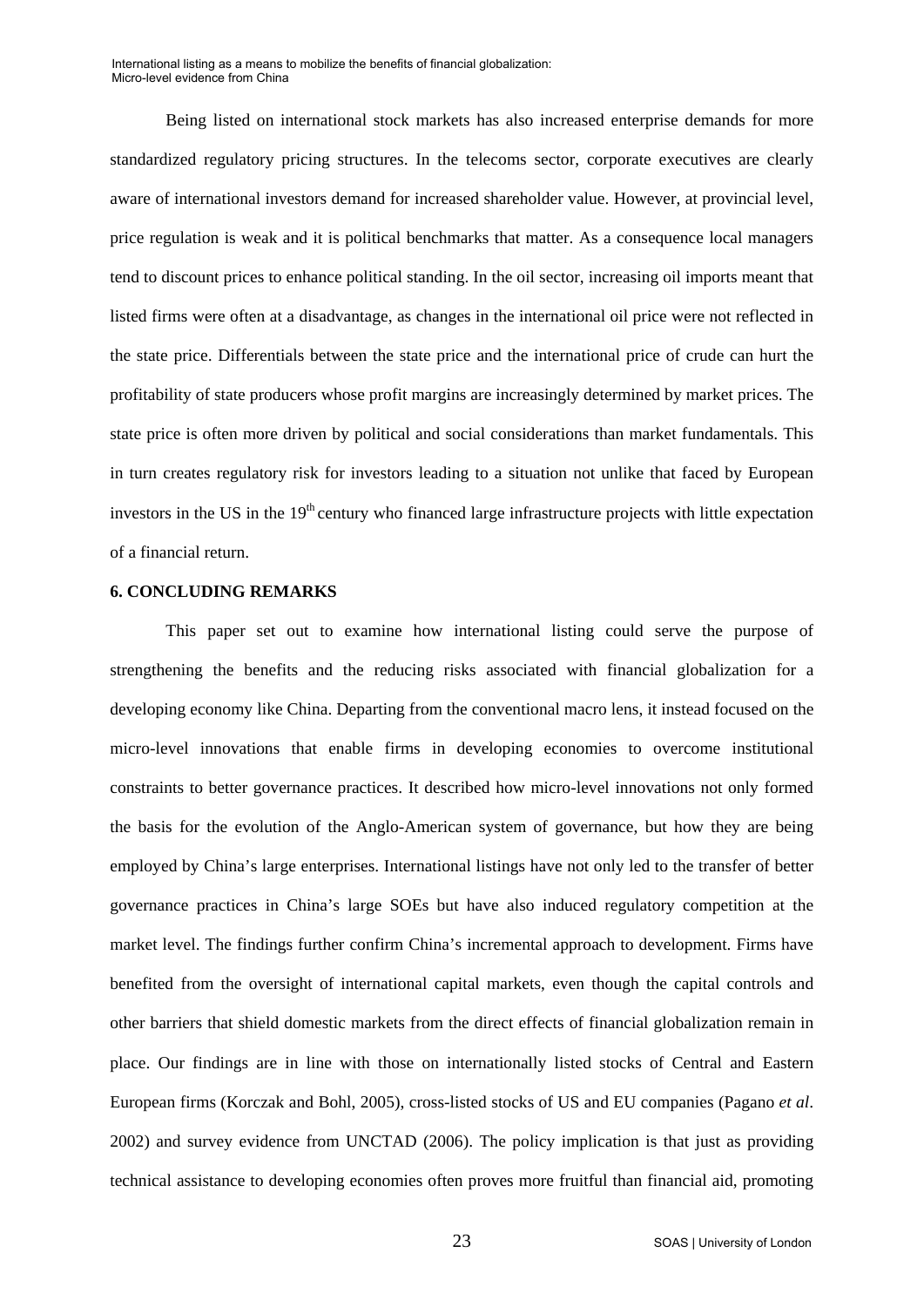Being listed on international stock markets has also increased enterprise demands for more standardized regulatory pricing structures. In the telecoms sector, corporate executives are clearly aware of international investors demand for increased shareholder value. However, at provincial level, price regulation is weak and it is political benchmarks that matter. As a consequence local managers tend to discount prices to enhance political standing. In the oil sector, increasing oil imports meant that listed firms were often at a disadvantage, as changes in the international oil price were not reflected in the state price. Differentials between the state price and the international price of crude can hurt the profitability of state producers whose profit margins are increasingly determined by market prices. The state price is often more driven by political and social considerations than market fundamentals. This in turn creates regulatory risk for investors leading to a situation not unlike that faced by European investors in the US in the 19th century who financed large infrastructure projects with little expectation of a financial return.

## 6. CONCLUDING REMARKS

This paper set out to examine how international listing could serve the purpose of strengthening the benefits and the reducing risks associated with financial globalization for a developing economy like China. Departing from the conventional macro lens, it instead focused on the micro-level innovations that enable firms in developing economies to overcome institutional constraints to better governance practices. It described how micro-level innovations not only formed the basis for the evolution of the Anglo-American system of governance, but how they are being employed by China's large enterprises. International listings have not only led to the transfer of better governance practices in China's large SOEs but have also induced regulatory competition at the market level. The findings further confirm China's incremental approach to development. Firms have benefited from the oversight of international capital markets, even though the capital controls and other barriers that shield domestic markets from the direct effects of financial globalization remain in place. Our findings are in line with those on internationally listed stocks of Central and Eastern European firms (Korczak and Bohl, 2005), cross-listed stocks of US and EU companies (Pagano *et al*. 2002) and survey evidence from UNCTAD (2006). The policy implication is that just as providing technical assistance to developing economies often proves more fruitful than financial aid, promoting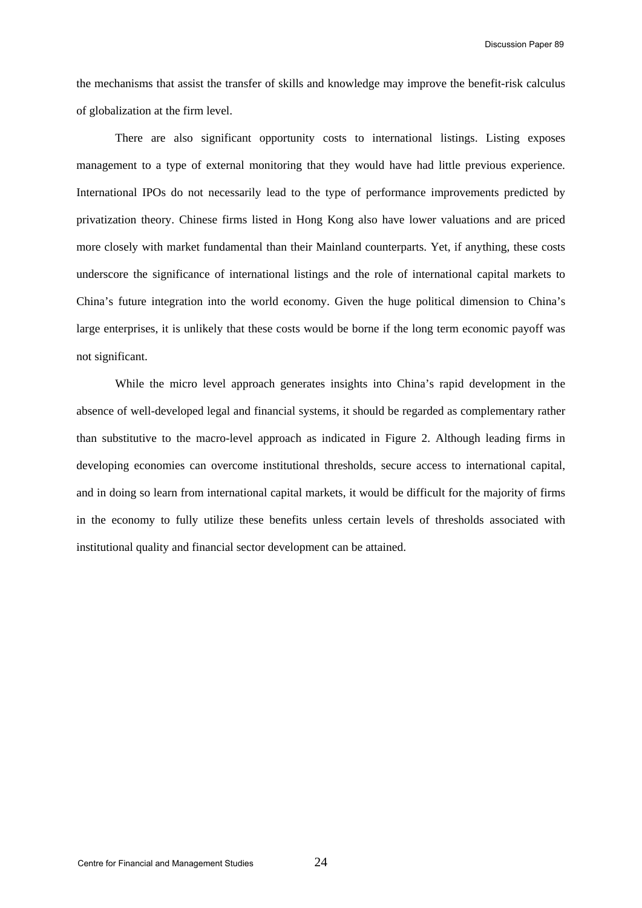the mechanisms that assist the transfer of skills and knowledge may improve the benefit-risk calculus of globalization at the firm level.

There are also significant opportunity costs to international listings. Listing exposes management to a type of external monitoring that they would have had little previous experience. International IPOs do not necessarily lead to the type of performance improvements predicted by privatization theory. Chinese firms listed in Hong Kong also have lower valuations and are priced more closely with market fundamental than their Mainland counterparts. Yet, if anything, these costs underscore the significance of international listings and the role of international capital markets to China's future integration into the world economy. Given the huge political dimension to China's large enterprises, it is unlikely that these costs would be borne if the long term economic payoff was not significant.

While the micro level approach generates insights into China's rapid development in the absence of well-developed legal and financial systems, it should be regarded as complementary rather than substitutive to the macro-level approach as indicated in Figure 2. Although leading firms in developing economies can overcome institutional thresholds, secure access to international capital, and in doing so learn from international capital markets, it would be difficult for the majority of firms in the economy to fully utilize these benefits unless certain levels of thresholds associated with institutional quality and financial sector development can be attained.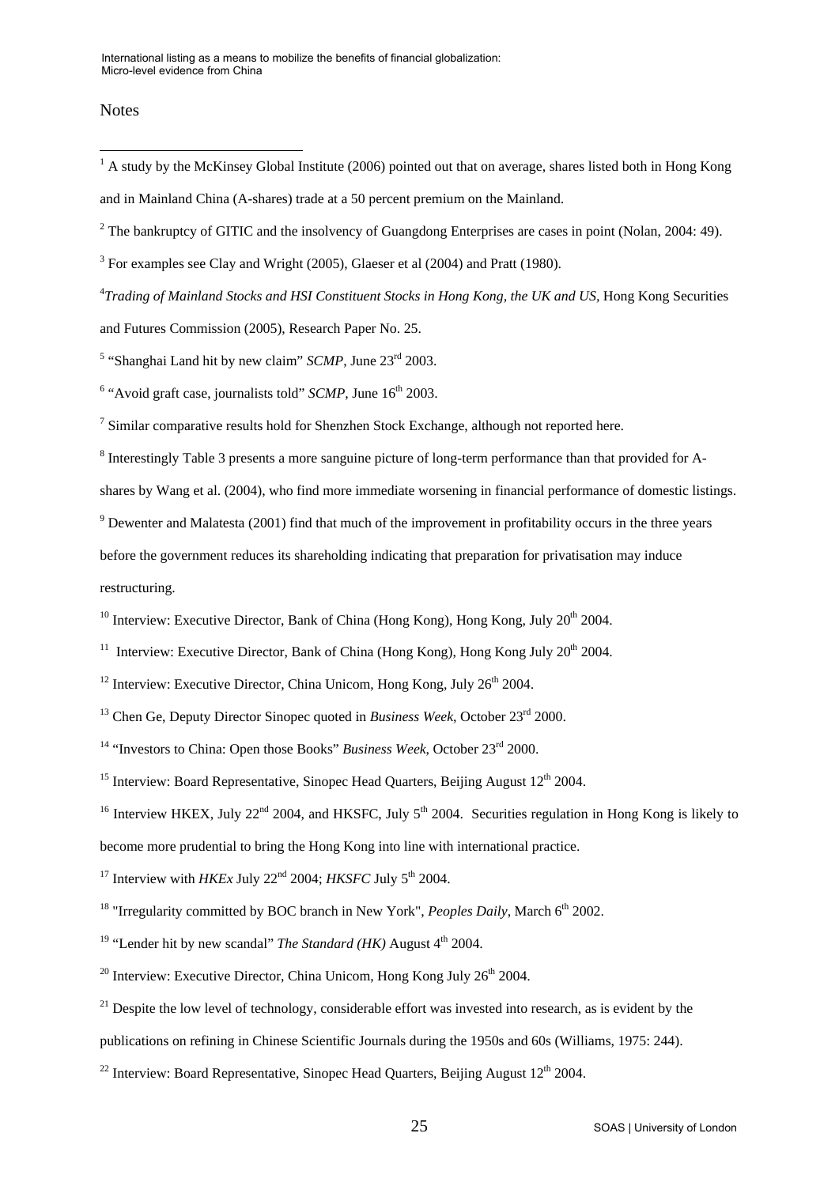Notes

[1] A study by the McKinsey Global Institute (2006) pointed out that on average, shares listed both in Hong Kong and in Mainland China (A-shares) trade at a 50 percent premium on the Mainland.

[2] The bankruptcy of GITIC and the insolvency of Guangdong Enterprises are cases in point (Nolan, 2004: 49).

[3] For examples see Clay and Wright (2005), Glaeser et al (2004) and Pratt (1980).

[4] *Trading of Mainland Stocks and HSI Constituent Stocks in Hong Kong, the UK and US*, Hong Kong Securities and Futures Commission (2005), Research Paper No. 25.

[5] "Shanghai Land hit by new claim" *SCMP*, June 23rd 2003.

[6] "Avoid graft case, journalists told" *SCMP*, June 16th 2003.

[7] Similar comparative results hold for Shenzhen Stock Exchange, although not reported here.

[8] Interestingly Table 3 presents a more sanguine picture of long-term performance than that provided for A-shares by Wang et al. (2004), who find more immediate worsening in financial performance of domestic listings.

[9] Dewenter and Malatesta (2001) find that much of the improvement in profitability occurs in the three years before the government reduces its shareholding indicating that preparation for privatisation may induce restructuring.

[10] Interview: Executive Director, Bank of China (Hong Kong), Hong Kong, July 20th 2004.

[11] Interview: Executive Director, Bank of China (Hong Kong), Hong Kong July 20th 2004.

[12] Interview: Executive Director, China Unicom, Hong Kong, July 26th 2004.

[13] Chen Ge, Deputy Director Sinopec quoted in *Business Week*, October 23rd 2000.

[14] "Investors to China: Open those Books" *Business Week*, October 23rd 2000.

[15] Interview: Board Representative, Sinopec Head Quarters, Beijing August 12th 2004.

[16] Interview HKEX, July 22nd 2004, and HKSFC, July 5th 2004. Securities regulation in Hong Kong is likely to become more prudential to bring the Hong Kong into line with international practice.

[17] Interview with *HKEx* July 22nd 2004; *HKSFC* July 5th 2004.

[18] "Irregularity committed by BOC branch in New York", *Peoples Daily*, March 6th 2002.

[19] "Lender hit by new scandal" *The Standard (HK)* August 4th 2004.

[20] Interview: Executive Director, China Unicom, Hong Kong July 26th 2004.

[21] Despite the low level of technology, considerable effort was invested into research, as is evident by the publications on refining in Chinese Scientific Journals during the 1950s and 60s (Williams, 1975: 244).

[22] Interview: Board Representative, Sinopec Head Quarters, Beijing August 12th 2004.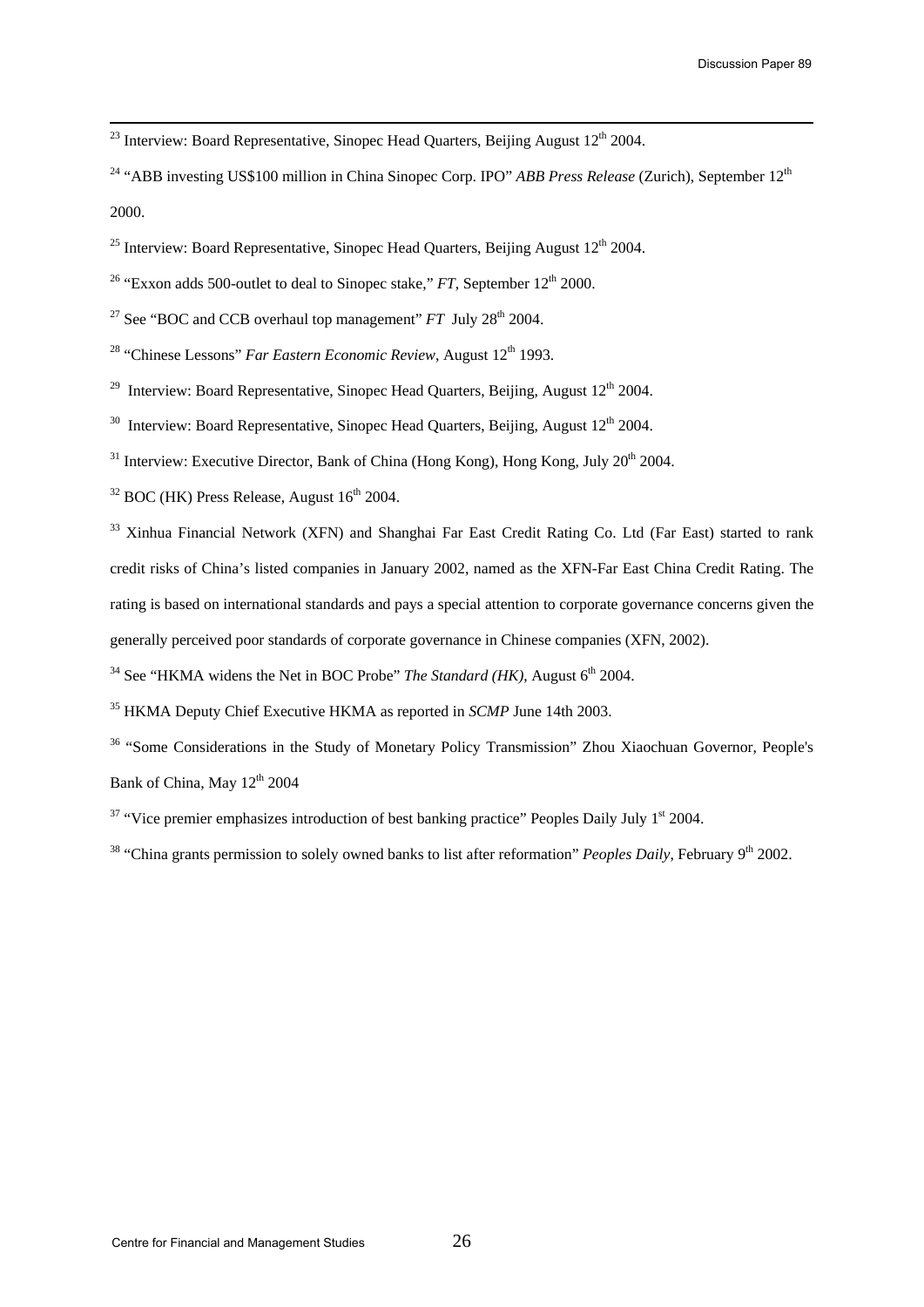[23] Interview: Board Representative, Sinopec Head Quarters, Beijing August 12th 2004.

[24] "ABB investing US$100 million in China Sinopec Corp. IPO" *ABB Press Release* (Zurich), September 12th 2000.

[25] Interview: Board Representative, Sinopec Head Quarters, Beijing August 12th 2004.

[26] "Exxon adds 500-outlet to deal to Sinopec stake," *FT*, September 12th 2000.

[27] See "BOC and CCB overhaul top management" *FT* July 28th 2004.

[28] "Chinese Lessons" *Far Eastern Economic Review*, August 12th 1993.

[29] Interview: Board Representative, Sinopec Head Quarters, Beijing, August 12th 2004.

[30] Interview: Board Representative, Sinopec Head Quarters, Beijing, August 12th 2004.

[31] Interview: Executive Director, Bank of China (Hong Kong), Hong Kong, July 20th 2004.

[32] BOC (HK) Press Release, August 16th 2004.

[33] Xinhua Financial Network (XFN) and Shanghai Far East Credit Rating Co. Ltd (Far East) started to rank credit risks of China's listed companies in January 2002, named as the XFN-Far East China Credit Rating. The rating is based on international standards and pays a special attention to corporate governance concerns given the generally perceived poor standards of corporate governance in Chinese companies (XFN, 2002).

[34] See "HKMA widens the Net in BOC Probe" *The Standard (HK)*, August 6th 2004.

[35] HKMA Deputy Chief Executive HKMA as reported in *SCMP* June 14th 2003.

[36] "Some Considerations in the Study of Monetary Policy Transmission" Zhou Xiaochuan Governor, People's Bank of China, May 12th 2004

[37] "Vice premier emphasizes introduction of best banking practice" Peoples Daily July 1st 2004.

[38] "China grants permission to solely owned banks to list after reformation" *Peoples Daily*, February 9th 2002.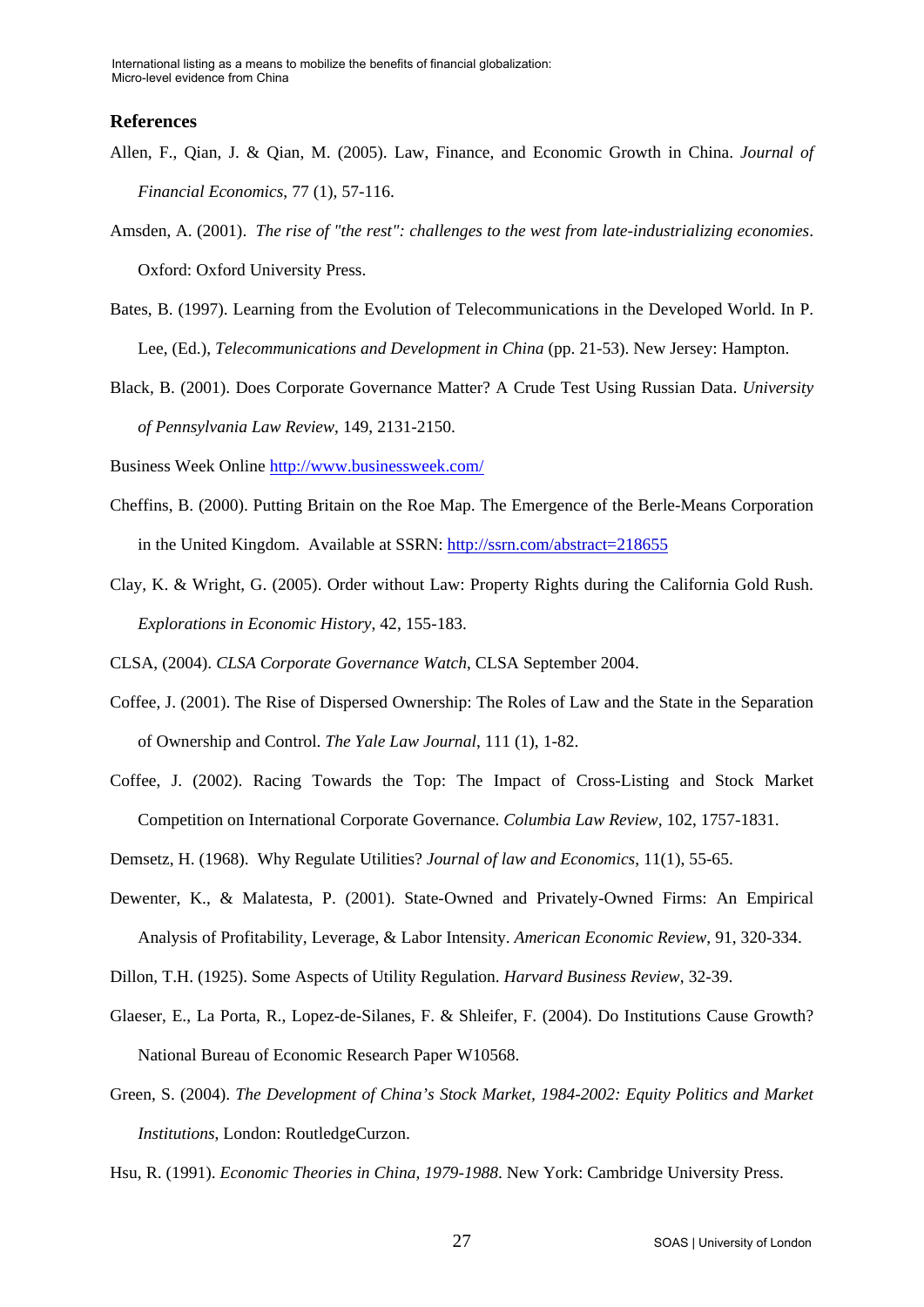## References

Allen, F., Qian, J. & Qian, M. (2005). Law, Finance, and Economic Growth in China. *Journal of Financial Economics*, 77 (1), 57-116.

Amsden, A. (2001). *The rise of "the rest": challenges to the west from late-industrializing economies*. Oxford: Oxford University Press.

Bates, B. (1997). Learning from the Evolution of Telecommunications in the Developed World. In P. Lee, (Ed.), *Telecommunications and Development in China* (pp. 21-53). New Jersey: Hampton.

Black, B. (2001). Does Corporate Governance Matter? A Crude Test Using Russian Data. *University of Pennsylvania Law Review*, 149, 2131-2150.

Business Week Online http://www.businessweek.com/

Cheffins, B. (2000). Putting Britain on the Roe Map. The Emergence of the Berle-Means Corporation in the United Kingdom. Available at SSRN: http://ssrn.com/abstract=218655

Clay, K. & Wright, G. (2005). Order without Law: Property Rights during the California Gold Rush. *Explorations in Economic History*, 42, 155-183.

CLSA, (2004). *CLSA Corporate Governance Watch*, CLSA September 2004.

Coffee, J. (2001). The Rise of Dispersed Ownership: The Roles of Law and the State in the Separation of Ownership and Control. *The Yale Law Journal*, 111 (1), 1-82.

Coffee, J. (2002). Racing Towards the Top: The Impact of Cross-Listing and Stock Market Competition on International Corporate Governance. *Columbia Law Review*, 102, 1757-1831.

Demsetz, H. (1968). Why Regulate Utilities? *Journal of law and Economics*, 11(1), 55-65.

Dewenter, K., & Malatesta, P. (2001). State-Owned and Privately-Owned Firms: An Empirical Analysis of Profitability, Leverage, & Labor Intensity. *American Economic Review*, 91, 320-334.

Dillon, T.H. (1925). Some Aspects of Utility Regulation. *Harvard Business Review*, 32-39.

Glaeser, E., La Porta, R., Lopez-de-Silanes, F. & Shleifer, F. (2004). Do Institutions Cause Growth? National Bureau of Economic Research Paper W10568.

Green, S. (2004). *The Development of China's Stock Market, 1984-2002: Equity Politics and Market Institutions*, London: RoutledgeCurzon.

Hsu, R. (1991). *Economic Theories in China, 1979-1988*. New York: Cambridge University Press.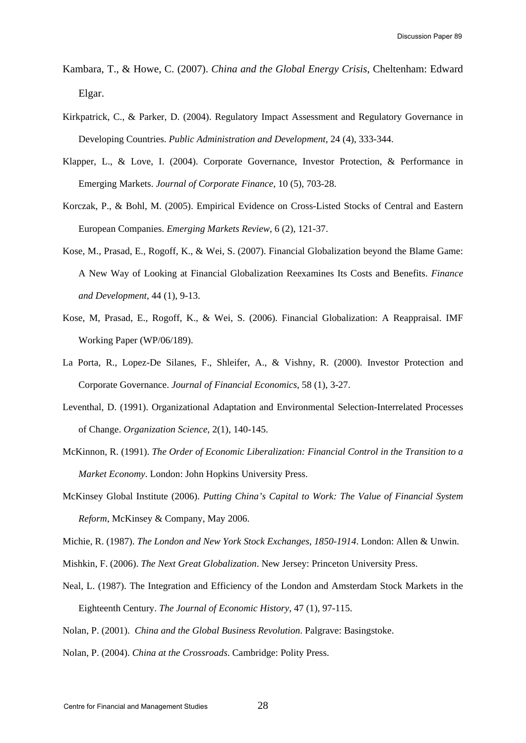Kambara, T., & Howe, C. (2007). *China and the Global Energy Crisis*, Cheltenham: Edward Elgar.

Kirkpatrick, C., & Parker, D. (2004). Regulatory Impact Assessment and Regulatory Governance in Developing Countries. *Public Administration and Development*, 24 (4), 333-344.

Klapper, L., & Love, I. (2004). Corporate Governance, Investor Protection, & Performance in Emerging Markets. *Journal of Corporate Finance*, 10 (5), 703-28.

Korczak, P., & Bohl, M. (2005). Empirical Evidence on Cross-Listed Stocks of Central and Eastern European Companies. *Emerging Markets Review*, 6 (2), 121-37.

Kose, M., Prasad, E., Rogoff, K., & Wei, S. (2007). Financial Globalization beyond the Blame Game: A New Way of Looking at Financial Globalization Reexamines Its Costs and Benefits. *Finance and Development*, 44 (1), 9-13.

Kose, M, Prasad, E., Rogoff, K., & Wei, S. (2006). Financial Globalization: A Reappraisal. IMF Working Paper (WP/06/189).

La Porta, R., Lopez-De Silanes, F., Shleifer, A., & Vishny, R. (2000). Investor Protection and Corporate Governance. *Journal of Financial Economics*, 58 (1), 3-27.

Leventhal, D. (1991). Organizational Adaptation and Environmental Selection-Interrelated Processes of Change. *Organization Science*, 2(1), 140-145.

McKinnon, R. (1991). *The Order of Economic Liberalization: Financial Control in the Transition to a Market Economy*. London: John Hopkins University Press.

McKinsey Global Institute (2006). *Putting China's Capital to Work: The Value of Financial System Reform*, McKinsey & Company, May 2006.

Michie, R. (1987). *The London and New York Stock Exchanges, 1850-1914*. London: Allen & Unwin.

Mishkin, F. (2006). *The Next Great Globalization*. New Jersey: Princeton University Press.

Neal, L. (1987). The Integration and Efficiency of the London and Amsterdam Stock Markets in the Eighteenth Century. *The Journal of Economic History*, 47 (1), 97-115.

Nolan, P. (2001). *China and the Global Business Revolution*. Palgrave: Basingstoke.

Nolan, P. (2004). *China at the Crossroads*. Cambridge: Polity Press.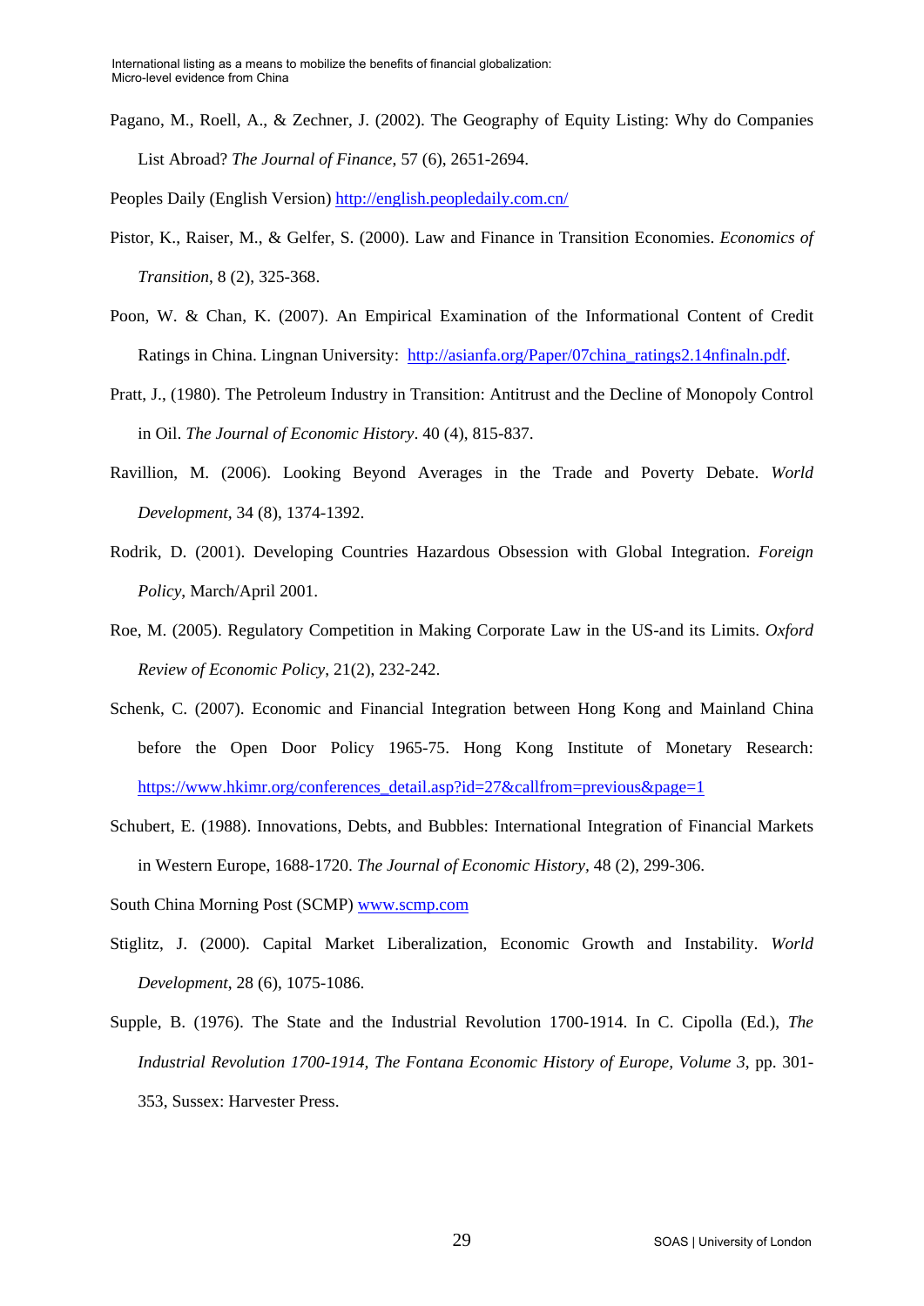Pagano, M., Roell, A., & Zechner, J. (2002). The Geography of Equity Listing: Why do Companies List Abroad? *The Journal of Finance*, 57 (6), 2651-2694.

Peoples Daily (English Version) http://english.peopledaily.com.cn/

Pistor, K., Raiser, M., & Gelfer, S. (2000). Law and Finance in Transition Economies. *Economics of Transition*, 8 (2), 325-368.

Poon, W. & Chan, K. (2007). An Empirical Examination of the Informational Content of Credit Ratings in China. Lingnan University: http://asianfa.org/Paper/07china_ratings2.14nfinaln.pdf.

Pratt, J., (1980). The Petroleum Industry in Transition: Antitrust and the Decline of Monopoly Control in Oil. *The Journal of Economic History*. 40 (4), 815-837.

Ravillion, M. (2006). Looking Beyond Averages in the Trade and Poverty Debate. *World Development*, 34 (8), 1374-1392.

Rodrik, D. (2001). Developing Countries Hazardous Obsession with Global Integration. *Foreign Policy*, March/April 2001.

Roe, M. (2005). Regulatory Competition in Making Corporate Law in the US-and its Limits. *Oxford Review of Economic Policy*, 21(2), 232-242.

Schenk, C. (2007). Economic and Financial Integration between Hong Kong and Mainland China before the Open Door Policy 1965-75. Hong Kong Institute of Monetary Research: https://www.hkimr.org/conferences_detail.asp?id=27&callfrom=previous&page=1

Schubert, E. (1988). Innovations, Debts, and Bubbles: International Integration of Financial Markets in Western Europe, 1688-1720. *The Journal of Economic History*, 48 (2), 299-306.

South China Morning Post (SCMP) www.scmp.com

Stiglitz, J. (2000). Capital Market Liberalization, Economic Growth and Instability. *World Development*, 28 (6), 1075-1086.

Supple, B. (1976). The State and the Industrial Revolution 1700-1914. In C. Cipolla (Ed.), *The Industrial Revolution 1700-1914, The Fontana Economic History of Europe, Volume 3*, pp. 301-353, Sussex: Harvester Press.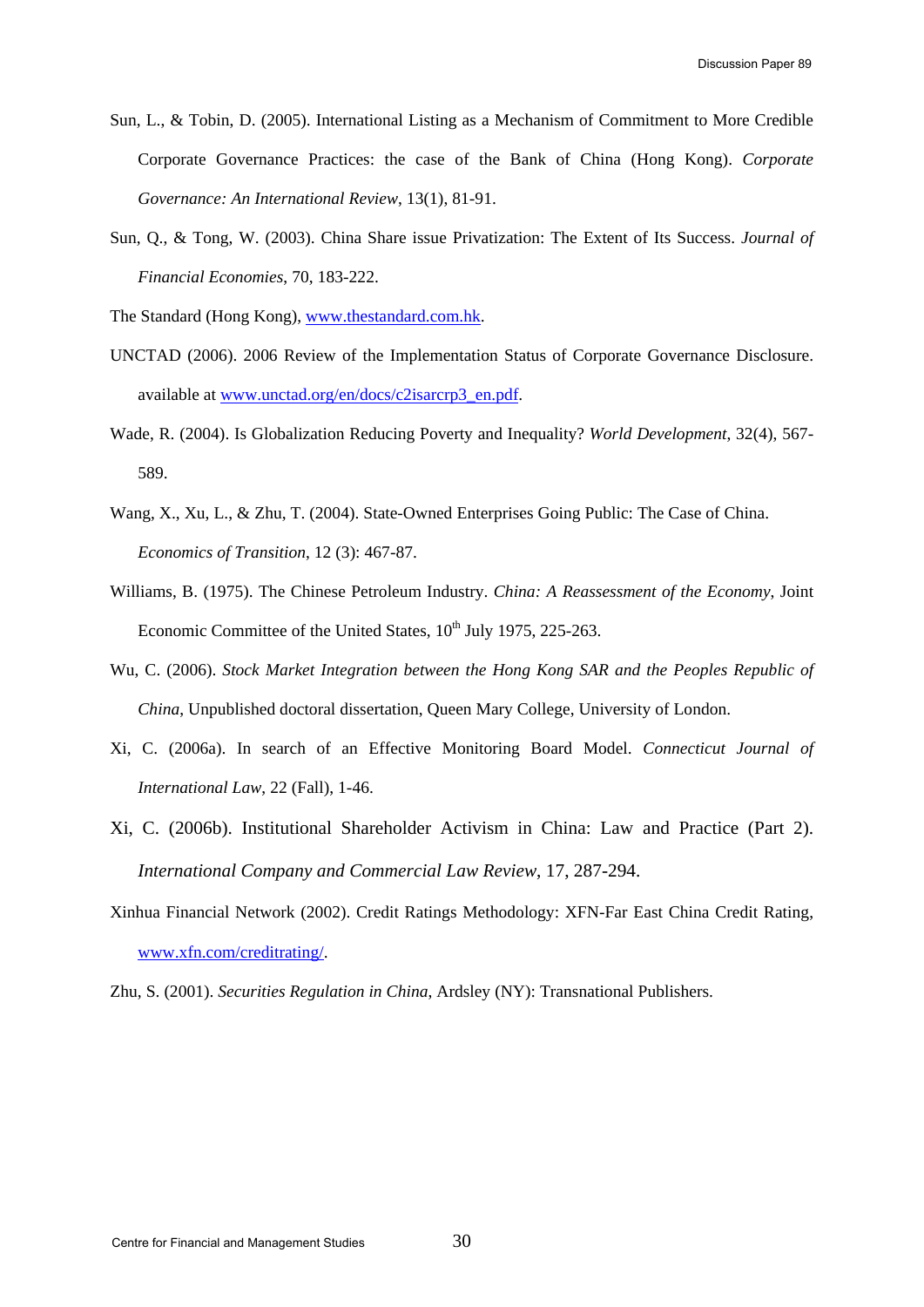Sun, L., & Tobin, D. (2005). International Listing as a Mechanism of Commitment to More Credible Corporate Governance Practices: the case of the Bank of China (Hong Kong). *Corporate Governance: An International Review*, 13(1), 81-91.

Sun, Q., & Tong, W. (2003). China Share issue Privatization: The Extent of Its Success. *Journal of Financial Economies*, 70, 183-222.

The Standard (Hong Kong), www.thestandard.com.hk.

UNCTAD (2006). 2006 Review of the Implementation Status of Corporate Governance Disclosure. available at www.unctad.org/en/docs/c2isarcrp3_en.pdf.

Wade, R. (2004). Is Globalization Reducing Poverty and Inequality? *World Development*, 32(4), 567-589.

Wang, X., Xu, L., & Zhu, T. (2004). State-Owned Enterprises Going Public: The Case of China. *Economics of Transition*, 12 (3): 467-87.

Williams, B. (1975). The Chinese Petroleum Industry. *China: A Reassessment of the Economy*, Joint Economic Committee of the United States, 10th July 1975, 225-263.

Wu, C. (2006). *Stock Market Integration between the Hong Kong SAR and the Peoples Republic of China*, Unpublished doctoral dissertation, Queen Mary College, University of London.

Xi, C. (2006a). In search of an Effective Monitoring Board Model. *Connecticut Journal of International Law*, 22 (Fall), 1-46.

Xi, C. (2006b). Institutional Shareholder Activism in China: Law and Practice (Part 2). *International Company and Commercial Law Review*, 17, 287-294.

Xinhua Financial Network (2002). Credit Ratings Methodology: XFN-Far East China Credit Rating, www.xfn.com/creditrating/.

Zhu, S. (2001). *Securities Regulation in China*, Ardsley (NY): Transnational Publishers.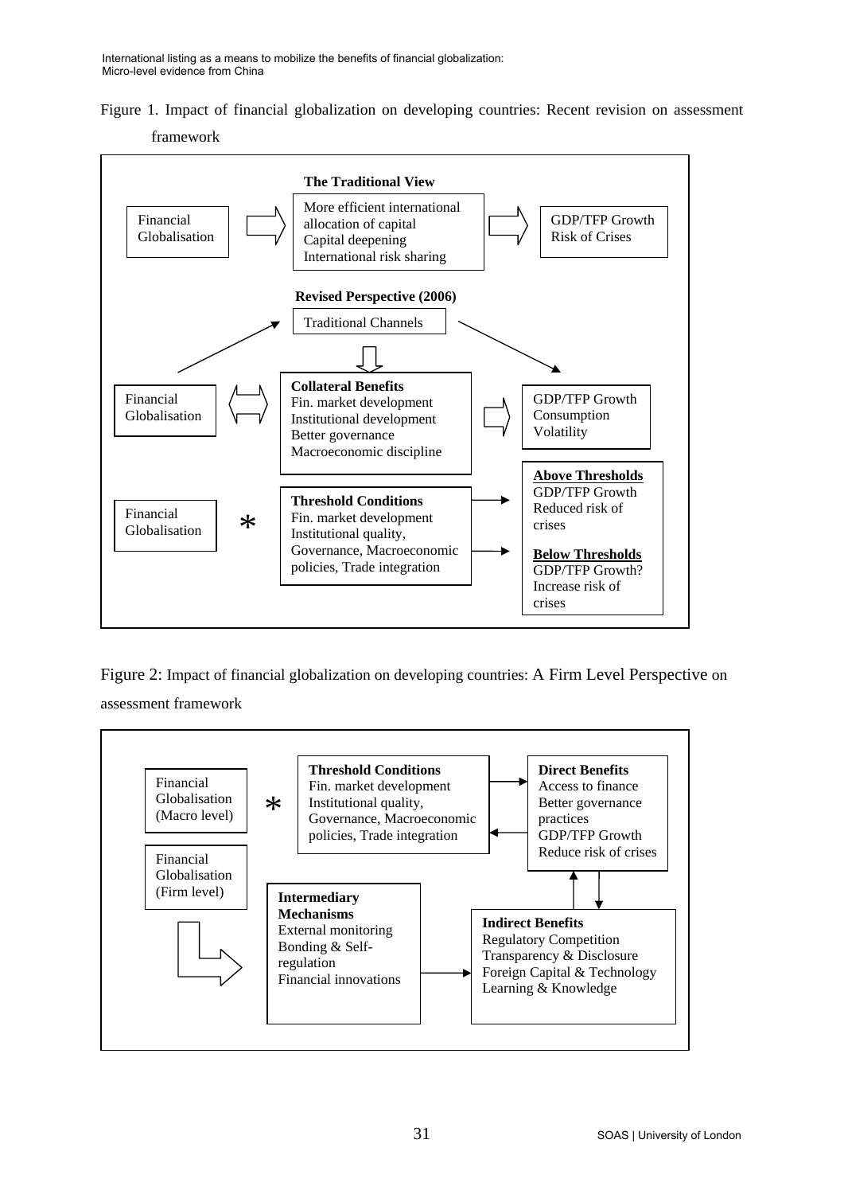Figure 1. Impact of financial globalization on developing countries: Recent revision on assessment framework

**The Traditional View**

Financial Globalisation ⇒ More efficient international allocation of capital; Capital deepening; International risk sharing ⇒ GDP/TFP Growth; Risk of Crises

**Revised Perspective (2006)**

Financial Globalisation → Traditional Channels → GDP/TFP Growth; Consumption; Volatility

Financial Globalisation ⇔ **Collateral Benefits**: Fin. market development; Institutional development; Better governance; Macroeconomic discipline ⇒ GDP/TFP Growth; Consumption; Volatility

Financial Globalisation * **Threshold Conditions**: Fin. market development; Institutional quality, Governance, Macroeconomic policies, Trade integration →

- **Above Thresholds**: GDP/TFP Growth; Reduced risk of crises
- **Below Thresholds**: GDP/TFP Growth?; Increase risk of crises

Figure 2: Impact of financial globalization on developing countries: A Firm Level Perspective on assessment framework

Financial Globalisation (Macro level) * **Threshold Conditions**: Fin. market development; Institutional quality, Governance, Macroeconomic policies, Trade integration ⇄ **Direct Benefits**: Access to finance; Better governance practices; GDP/TFP Growth; Reduce risk of crises

Financial Globalisation (Firm level) ⇒ **Intermediary Mechanisms**: External monitoring; Bonding & Self-regulation; Financial innovations → **Indirect Benefits**: Regulatory Competition; Transparency & Disclosure; Foreign Capital & Technology; Learning & Knowledge

**Indirect Benefits** ⇄ **Direct Benefits**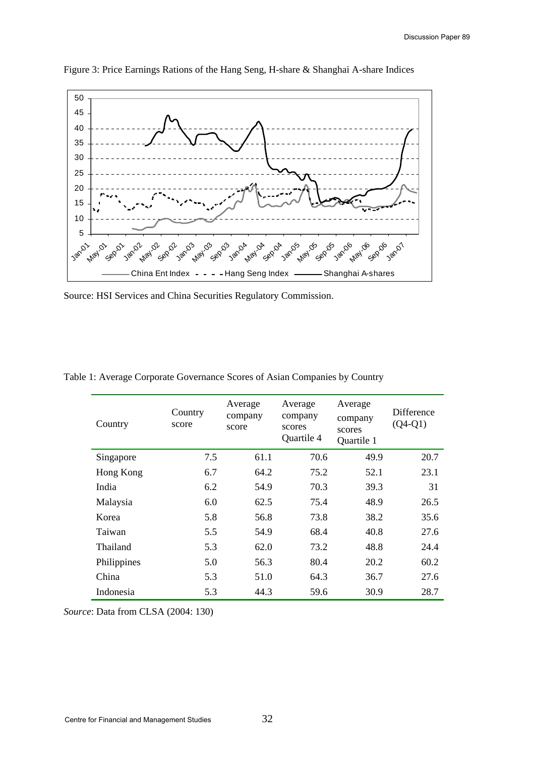Figure 3: Price Earnings Rations of the Hang Seng, H-share & Shanghai A-share Indices

Source: HSI Services and China Securities Regulatory Commission.

Table 1: Average Corporate Governance Scores of Asian Companies by Country

| Country | Country score | Average company score | Average company scores Quartile 4 | Average company scores Quartile 1 | Difference (Q4-Q1) |
|---|---|---|---|---|---|
| Singapore | 7.5 | 61.1 | 70.6 | 49.9 | 20.7 |
| Hong Kong | 6.7 | 64.2 | 75.2 | 52.1 | 23.1 |
| India | 6.2 | 54.9 | 70.3 | 39.3 | 31 |
| Malaysia | 6.0 | 62.5 | 75.4 | 48.9 | 26.5 |
| Korea | 5.8 | 56.8 | 73.8 | 38.2 | 35.6 |
| Taiwan | 5.5 | 54.9 | 68.4 | 40.8 | 27.6 |
| Thailand | 5.3 | 62.0 | 73.2 | 48.8 | 24.4 |
| Philippines | 5.0 | 56.3 | 80.4 | 20.2 | 60.2 |
| China | 5.3 | 51.0 | 64.3 | 36.7 | 27.6 |
| Indonesia | 5.3 | 44.3 | 59.6 | 30.9 | 28.7 |

*Source*: Data from CLSA (2004: 130)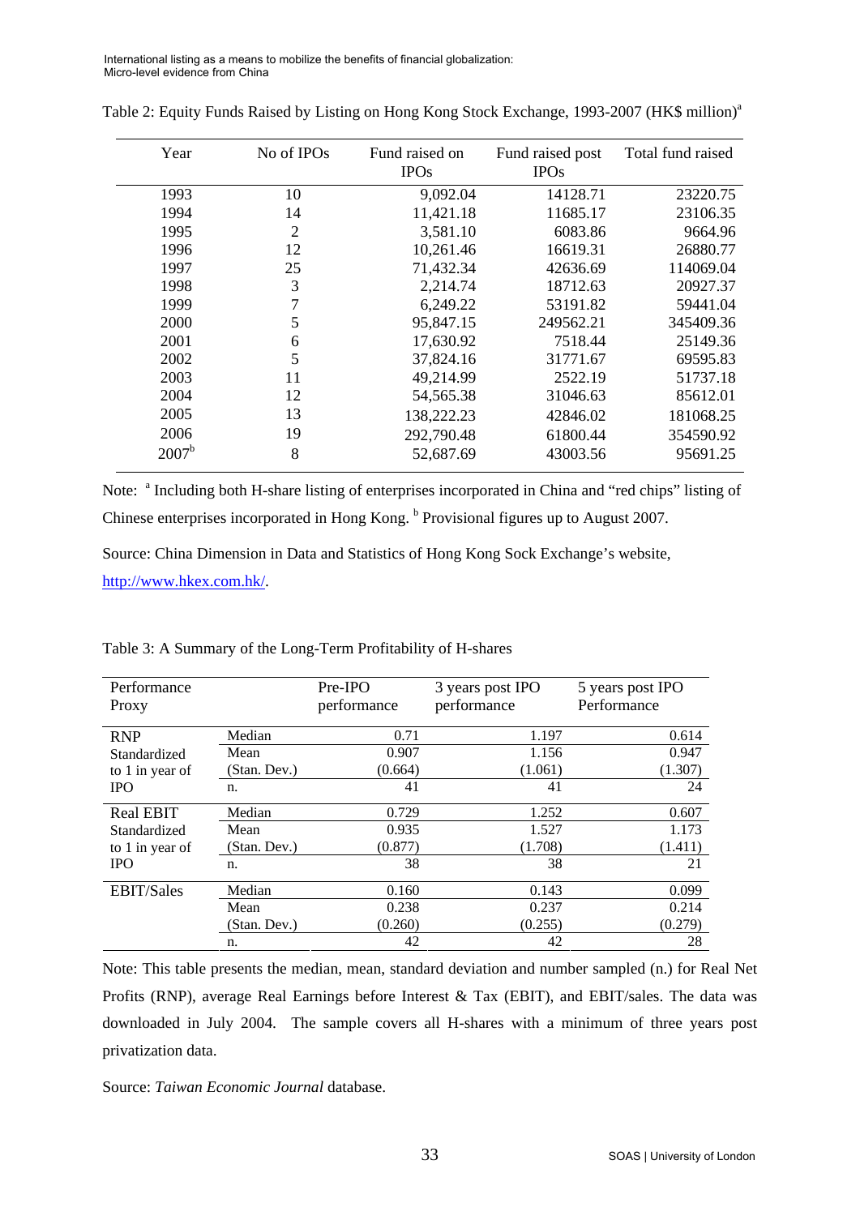Table 2: Equity Funds Raised by Listing on Hong Kong Stock Exchange, 1993-2007 (HK$ million)[a]

| Year | No of IPOs | Fund raised on IPOs | Fund raised post IPOs | Total fund raised |
|---|---|---|---|---|
| 1993 | 10 | 9,092.04 | 14128.71 | 23220.75 |
| 1994 | 14 | 11,421.18 | 11685.17 | 23106.35 |
| 1995 | 2 | 3,581.10 | 6083.86 | 9664.96 |
| 1996 | 12 | 10,261.46 | 16619.31 | 26880.77 |
| 1997 | 25 | 71,432.34 | 42636.69 | 114069.04 |
| 1998 | 3 | 2,214.74 | 18712.63 | 20927.37 |
| 1999 | 7 | 6,249.22 | 53191.82 | 59441.04 |
| 2000 | 5 | 95,847.15 | 249562.21 | 345409.36 |
| 2001 | 6 | 17,630.92 | 7518.44 | 25149.36 |
| 2002 | 5 | 37,824.16 | 31771.67 | 69595.83 |
| 2003 | 11 | 49,214.99 | 2522.19 | 51737.18 |
| 2004 | 12 | 54,565.38 | 31046.63 | 85612.01 |
| 2005 | 13 | 138,222.23 | 42846.02 | 181068.25 |
| 2006 | 19 | 292,790.48 | 61800.44 | 354590.92 |
| 2007[b] | 8 | 52,687.69 | 43003.56 | 95691.25 |

Note: [a] Including both H-share listing of enterprises incorporated in China and "red chips" listing of Chinese enterprises incorporated in Hong Kong. [b] Provisional figures up to August 2007.

Source: China Dimension in Data and Statistics of Hong Kong Sock Exchange's website, http://www.hkex.com.hk/.

Table 3: A Summary of the Long-Term Profitability of H-shares

| Performance Proxy | | Pre-IPO performance | 3 years post IPO performance | 5 years post IPO Performance |
|---|---|---|---|---|
| RNP Standardized to 1 in year of IPO | Median | 0.71 | 1.197 | 0.614 |
| | Mean | 0.907 | 1.156 | 0.947 |
| | (Stan. Dev.) | (0.664) | (1.061) | (1.307) |
| | n. | 41 | 41 | 24 |
| Real EBIT Standardized to 1 in year of IPO | Median | 0.729 | 1.252 | 0.607 |
| | Mean | 0.935 | 1.527 | 1.173 |
| | (Stan. Dev.) | (0.877) | (1.708) | (1.411) |
| | n. | 38 | 38 | 21 |
| EBIT/Sales | Median | 0.160 | 0.143 | 0.099 |
| | Mean | 0.238 | 0.237 | 0.214 |
| | (Stan. Dev.) | (0.260) | (0.255) | (0.279) |
| | n. | 42 | 42 | 28 |

Note: This table presents the median, mean, standard deviation and number sampled (n.) for Real Net Profits (RNP), average Real Earnings before Interest & Tax (EBIT), and EBIT/sales. The data was downloaded in July 2004. The sample covers all H-shares with a minimum of three years post privatization data.

Source: *Taiwan Economic Journal* database.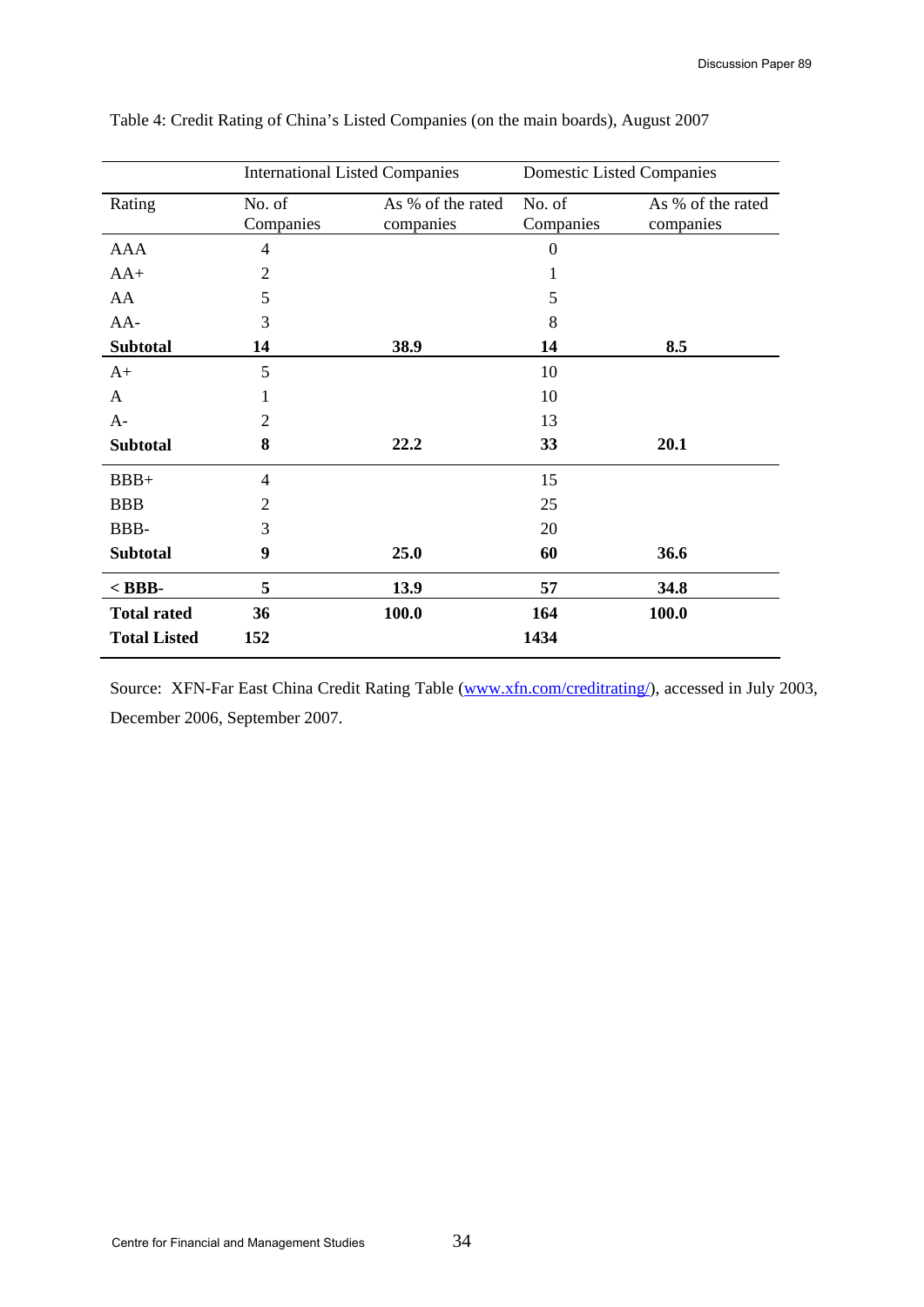Table 4: Credit Rating of China's Listed Companies (on the main boards), August 2007

| | International Listed Companies | | Domestic Listed Companies | |
|---|---|---|---|---|
| Rating | No. of Companies | As % of the rated companies | No. of Companies | As % of the rated companies |
| AAA | 4 | | 0 | |
| AA+ | 2 | | 1 | |
| AA | 5 | | 5 | |
| AA- | 3 | | 8 | |
| **Subtotal** | **14** | **38.9** | **14** | **8.5** |
| A+ | 5 | | 10 | |
| A | 1 | | 10 | |
| A- | 2 | | 13 | |
| **Subtotal** | **8** | **22.2** | **33** | **20.1** |
| BBB+ | 4 | | 15 | |
| BBB | 2 | | 25 | |
| BBB- | 3 | | 20 | |
| **Subtotal** | **9** | **25.0** | **60** | **36.6** |
| **< BBB-** | **5** | **13.9** | **57** | **34.8** |
| **Total rated** | **36** | **100.0** | **164** | **100.0** |
| **Total Listed** | **152** | | **1434** | |

Source: XFN-Far East China Credit Rating Table (www.xfn.com/creditrating/), accessed in July 2003, December 2006, September 2007.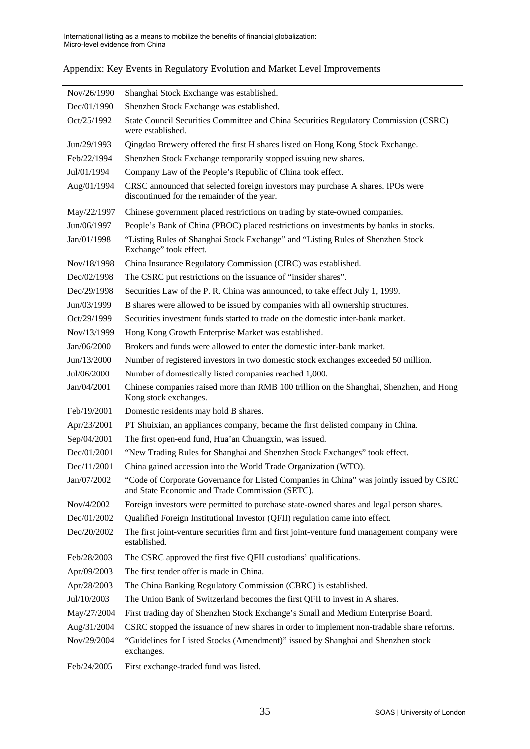Appendix: Key Events in Regulatory Evolution and Market Level Improvements

| | |
|---|---|
| Nov/26/1990 | Shanghai Stock Exchange was established. |
| Dec/01/1990 | Shenzhen Stock Exchange was established. |
| Oct/25/1992 | State Council Securities Committee and China Securities Regulatory Commission (CSRC) were established. |
| Jun/29/1993 | Qingdao Brewery offered the first H shares listed on Hong Kong Stock Exchange. |
| Feb/22/1994 | Shenzhen Stock Exchange temporarily stopped issuing new shares. |
| Jul/01/1994 | Company Law of the People's Republic of China took effect. |
| Aug/01/1994 | CRSC announced that selected foreign investors may purchase A shares. IPOs were discontinued for the remainder of the year. |
| May/22/1997 | Chinese government placed restrictions on trading by state-owned companies. |
| Jun/06/1997 | People's Bank of China (PBOC) placed restrictions on investments by banks in stocks. |
| Jan/01/1998 | "Listing Rules of Shanghai Stock Exchange" and "Listing Rules of Shenzhen Stock Exchange" took effect. |
| Nov/18/1998 | China Insurance Regulatory Commission (CIRC) was established. |
| Dec/02/1998 | The CSRC put restrictions on the issuance of "insider shares". |
| Dec/29/1998 | Securities Law of the P. R. China was announced, to take effect July 1, 1999. |
| Jun/03/1999 | B shares were allowed to be issued by companies with all ownership structures. |
| Oct/29/1999 | Securities investment funds started to trade on the domestic inter-bank market. |
| Nov/13/1999 | Hong Kong Growth Enterprise Market was established. |
| Jan/06/2000 | Brokers and funds were allowed to enter the domestic inter-bank market. |
| Jun/13/2000 | Number of registered investors in two domestic stock exchanges exceeded 50 million. |
| Jul/06/2000 | Number of domestically listed companies reached 1,000. |
| Jan/04/2001 | Chinese companies raised more than RMB 100 trillion on the Shanghai, Shenzhen, and Hong Kong stock exchanges. |
| Feb/19/2001 | Domestic residents may hold B shares. |
| Apr/23/2001 | PT Shuixian, an appliances company, became the first delisted company in China. |
| Sep/04/2001 | The first open-end fund, Hua'an Chuangxin, was issued. |
| Dec/01/2001 | "New Trading Rules for Shanghai and Shenzhen Stock Exchanges" took effect. |
| Dec/11/2001 | China gained accession into the World Trade Organization (WTO). |
| Jan/07/2002 | "Code of Corporate Governance for Listed Companies in China" was jointly issued by CSRC and State Economic and Trade Commission (SETC). |
| Nov/4/2002 | Foreign investors were permitted to purchase state-owned shares and legal person shares. |
| Dec/01/2002 | Qualified Foreign Institutional Investor (QFII) regulation came into effect. |
| Dec/20/2002 | The first joint-venture securities firm and first joint-venture fund management company were established. |
| Feb/28/2003 | The CSRC approved the first five QFII custodians' qualifications. |
| Apr/09/2003 | The first tender offer is made in China. |
| Apr/28/2003 | The China Banking Regulatory Commission (CBRC) is established. |
| Jul/10/2003 | The Union Bank of Switzerland becomes the first QFII to invest in A shares. |
| May/27/2004 | First trading day of Shenzhen Stock Exchange's Small and Medium Enterprise Board. |
| Aug/31/2004 | CSRC stopped the issuance of new shares in order to implement non-tradable share reforms. |
| Nov/29/2004 | "Guidelines for Listed Stocks (Amendment)" issued by Shanghai and Shenzhen stock exchanges. |
| Feb/24/2005 | First exchange-traded fund was listed. |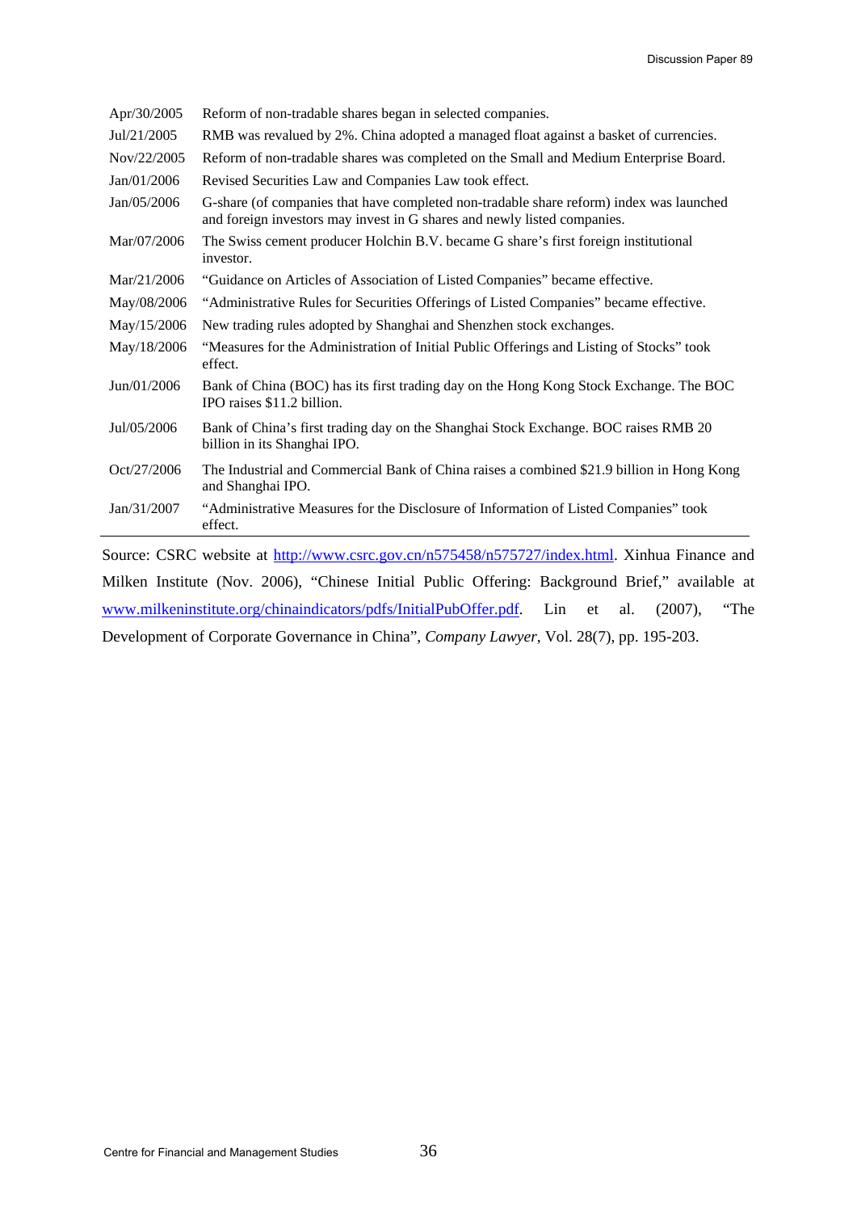| | |
|---|---|
| Apr/30/2005 | Reform of non-tradable shares began in selected companies. |
| Jul/21/2005 | RMB was revalued by 2%. China adopted a managed float against a basket of currencies. |
| Nov/22/2005 | Reform of non-tradable shares was completed on the Small and Medium Enterprise Board. |
| Jan/01/2006 | Revised Securities Law and Companies Law took effect. |
| Jan/05/2006 | G-share (of companies that have completed non-tradable share reform) index was launched and foreign investors may invest in G shares and newly listed companies. |
| Mar/07/2006 | The Swiss cement producer Holchin B.V. became G share's first foreign institutional investor. |
| Mar/21/2006 | "Guidance on Articles of Association of Listed Companies" became effective. |
| May/08/2006 | "Administrative Rules for Securities Offerings of Listed Companies" became effective. |
| May/15/2006 | New trading rules adopted by Shanghai and Shenzhen stock exchanges. |
| May/18/2006 | "Measures for the Administration of Initial Public Offerings and Listing of Stocks" took effect. |
| Jun/01/2006 | Bank of China (BOC) has its first trading day on the Hong Kong Stock Exchange. The BOC IPO raises $11.2 billion. |
| Jul/05/2006 | Bank of China's first trading day on the Shanghai Stock Exchange. BOC raises RMB 20 billion in its Shanghai IPO. |
| Oct/27/2006 | The Industrial and Commercial Bank of China raises a combined $21.9 billion in Hong Kong and Shanghai IPO. |
| Jan/31/2007 | "Administrative Measures for the Disclosure of Information of Listed Companies" took effect. |

Source: CSRC website at http://www.csrc.gov.cn/n575458/n575727/index.html. Xinhua Finance and Milken Institute (Nov. 2006), "Chinese Initial Public Offering: Background Brief," available at www.milkeninstitute.org/chinaindicators/pdfs/InitialPubOffer.pdf. Lin et al. (2007), "The Development of Corporate Governance in China", *Company Lawyer*, Vol. 28(7), pp. 195-203.